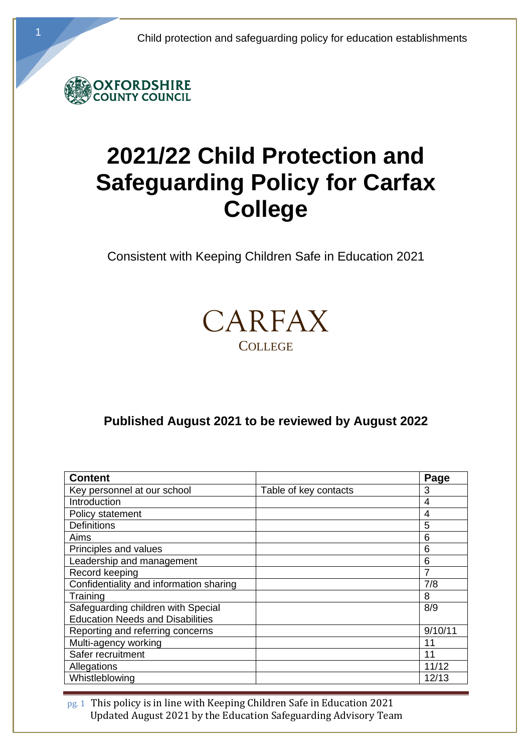OXFORDSHIRE COUNTY COUNCIL

# 2021/22 Child Protection and Safeguarding Policy for Carfax College

Consistent with Keeping Children Safe in Education 2021

CARFAX
COLLEGE

**Published August 2021 to be reviewed by August 2022**

| Content | | Page |
|---|---|---|
| Key personnel at our school | Table of key contacts | 3 |
| Introduction | | 4 |
| Policy statement | | 4 |
| Definitions | | 5 |
| Aims | | 6 |
| Principles and values | | 6 |
| Leadership and management | | 6 |
| Record keeping | | 7 |
| Confidentiality and information sharing | | 7/8 |
| Training | | 8 |
| Safeguarding children with Special Education Needs and Disabilities | | 8/9 |
| Reporting and referring concerns | | 9/10/11 |
| Multi-agency working | | 11 |
| Safer recruitment | | 11 |
| Allegations | | 11/12 |
| Whistleblowing | | 12/13 |

This policy is in line with Keeping Children Safe in Education 2021
Updated August 2021 by the Education Safeguarding Advisory Team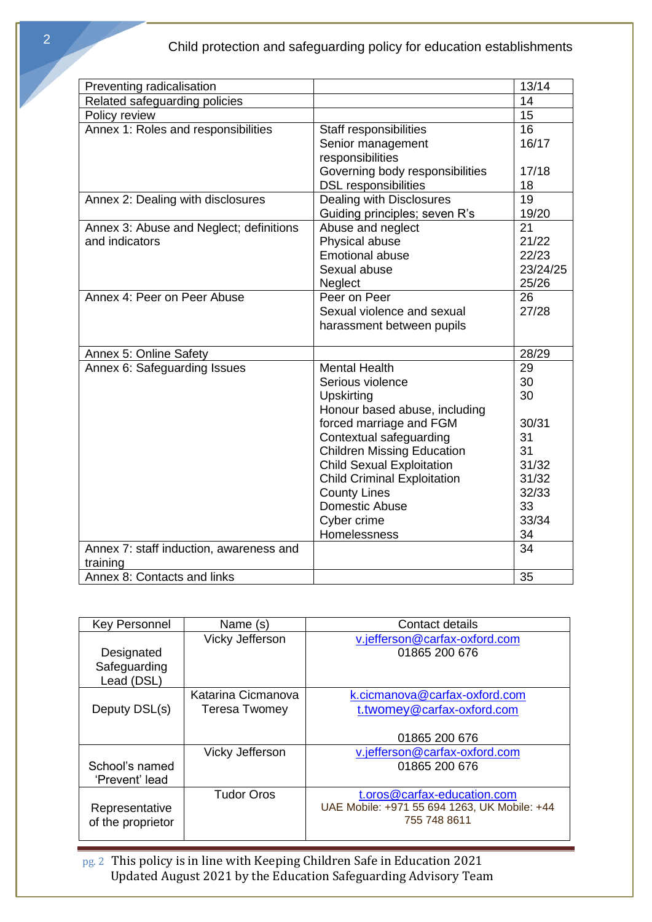| | | |
|---|---|---|
| Preventing radicalisation | | 13/14 |
| Related safeguarding policies | | 14 |
| Policy review | | 15 |
| Annex 1: Roles and responsibilities | Staff responsibilities<br>Senior management responsibilities<br>Governing body responsibilities<br>DSL responsibilities | 16<br>16/17<br><br>17/18<br>18 |
| Annex 2: Dealing with disclosures | Dealing with Disclosures<br>Guiding principles; seven R's | 19<br>19/20 |
| Annex 3: Abuse and Neglect; definitions and indicators | Abuse and neglect<br>Physical abuse<br>Emotional abuse<br>Sexual abuse<br>Neglect | 21<br>21/22<br>22/23<br>23/24/25<br>25/26 |
| Annex 4: Peer on Peer Abuse | Peer on Peer<br>Sexual violence and sexual harassment between pupils | 26<br>27/28 |
| Annex 5: Online Safety | | 28/29 |
| Annex 6: Safeguarding Issues | Mental Health<br>Serious violence<br>Upskirting<br>Honour based abuse, including forced marriage and FGM<br>Contextual safeguarding<br>Children Missing Education<br>Child Sexual Exploitation<br>Child Criminal Exploitation<br>County Lines<br>Domestic Abuse<br>Cyber crime<br>Homelessness | 29<br>30<br>30<br><br>30/31<br>31<br>31<br>31/32<br>31/32<br>32/33<br>33<br>33/34<br>34 |
| Annex 7: staff induction, awareness and training | | 34 |
| Annex 8: Contacts and links | | 35 |

| Key Personnel | Name (s) | Contact details |
|---|---|---|
| Designated Safeguarding Lead (DSL) | Vicky Jefferson | v.jefferson@carfax-oxford.com<br>01865 200 676 |
| Deputy DSL(s) | Katarina Cicmanova<br>Teresa Twomey | k.cicmanova@carfax-oxford.com<br>t.twomey@carfax-oxford.com<br><br>01865 200 676 |
| School's named 'Prevent' lead | Vicky Jefferson | v.jefferson@carfax-oxford.com<br>01865 200 676 |
| Representative of the proprietor | Tudor Oros | t.oros@carfax-education.com<br>UAE Mobile: +971 55 694 1263, UK Mobile: +44 755 748 8611 |

This policy is in line with Keeping Children Safe in Education 2021
Updated August 2021 by the Education Safeguarding Advisory Team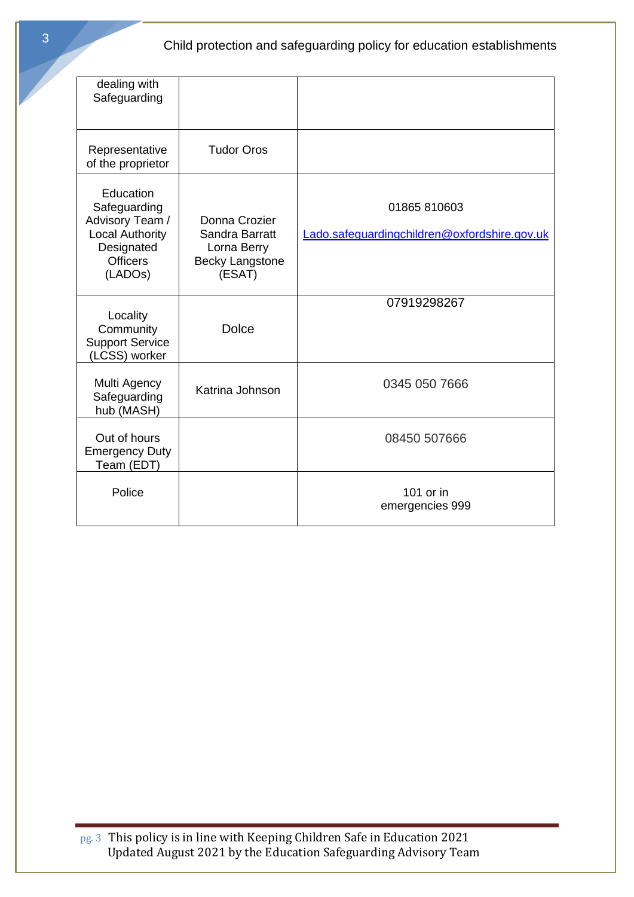| dealing with Safeguarding | | |
|---|---|---|
| Representative of the proprietor | Tudor Oros | |
| Education Safeguarding Advisory Team / Local Authority Designated Officers (LADOs) | Donna Crozier<br>Sandra Barratt<br>Lorna Berry<br>Becky Langstone<br>(ESAT) | 01865 810603<br>Lado.safeguardingchildren@oxfordshire.gov.uk |
| Locality Community Support Service (LCSS) worker | Dolce | 07919298267 |
| Multi Agency Safeguarding hub (MASH) | Katrina Johnson | 0345 050 7666 |
| Out of hours Emergency Duty Team (EDT) | | 08450 507666 |
| Police | | 101 or in emergencies 999 |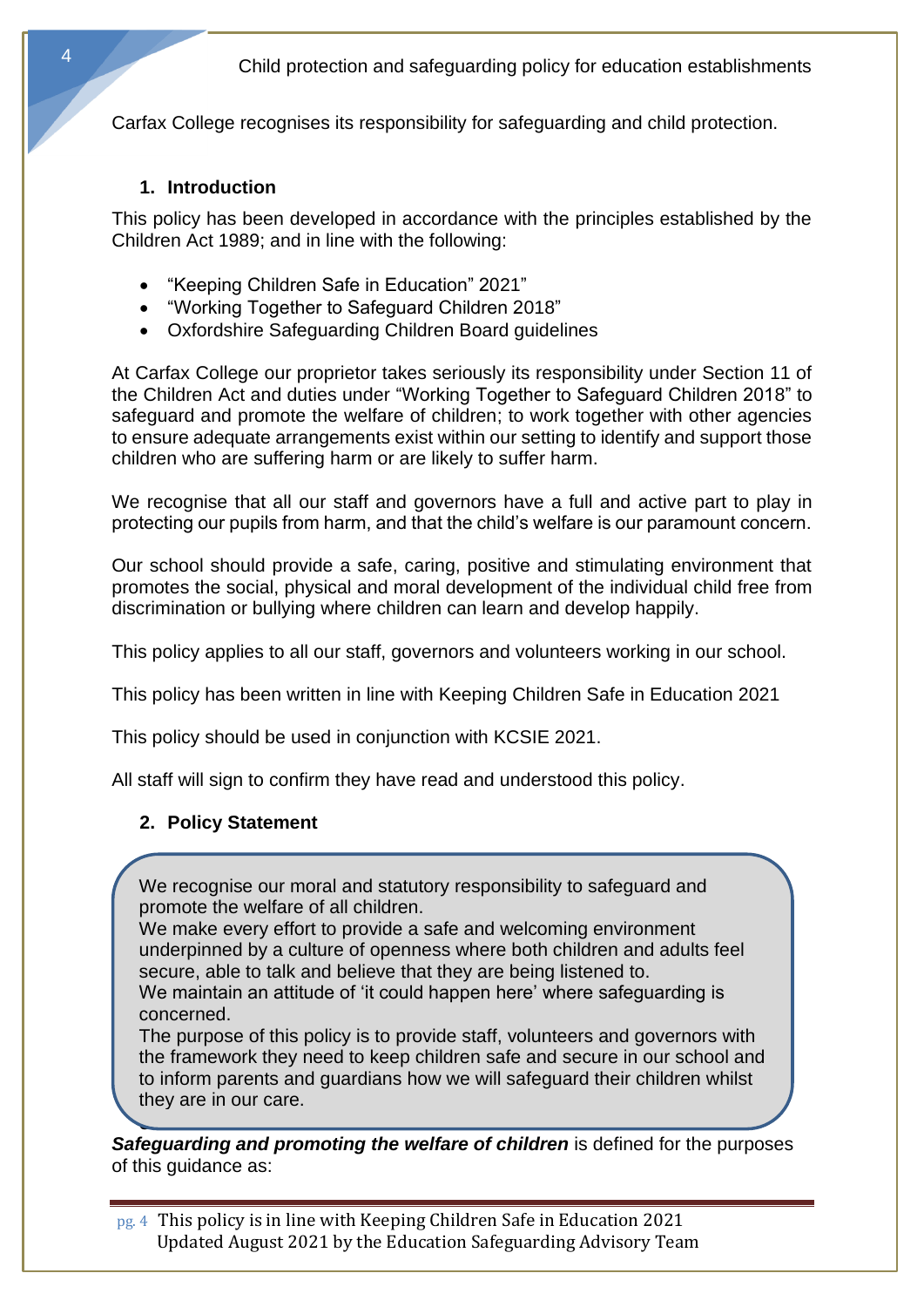Carfax College recognises its responsibility for safeguarding and child protection.

## 1. Introduction

This policy has been developed in accordance with the principles established by the Children Act 1989; and in line with the following:

- "Keeping Children Safe in Education" 2021"
- "Working Together to Safeguard Children 2018"
- Oxfordshire Safeguarding Children Board guidelines

At Carfax College our proprietor takes seriously its responsibility under Section 11 of the Children Act and duties under "Working Together to Safeguard Children 2018" to safeguard and promote the welfare of children; to work together with other agencies to ensure adequate arrangements exist within our setting to identify and support those children who are suffering harm or are likely to suffer harm.

We recognise that all our staff and governors have a full and active part to play in protecting our pupils from harm, and that the child's welfare is our paramount concern.

Our school should provide a safe, caring, positive and stimulating environment that promotes the social, physical and moral development of the individual child free from discrimination or bullying where children can learn and develop happily.

This policy applies to all our staff, governors and volunteers working in our school.

This policy has been written in line with Keeping Children Safe in Education 2021

This policy should be used in conjunction with KCSIE 2021.

All staff will sign to confirm they have read and understood this policy.

## 2. Policy Statement

> We recognise our moral and statutory responsibility to safeguard and promote the welfare of all children.
> We make every effort to provide a safe and welcoming environment underpinned by a culture of openness where both children and adults feel secure, able to talk and believe that they are being listened to.
> We maintain an attitude of 'it could happen here' where safeguarding is concerned.
> The purpose of this policy is to provide staff, volunteers and governors with the framework they need to keep children safe and secure in our school and to inform parents and guardians how we will safeguard their children whilst they are in our care.

***Safeguarding and promoting the welfare of children*** is defined for the purposes of this guidance as: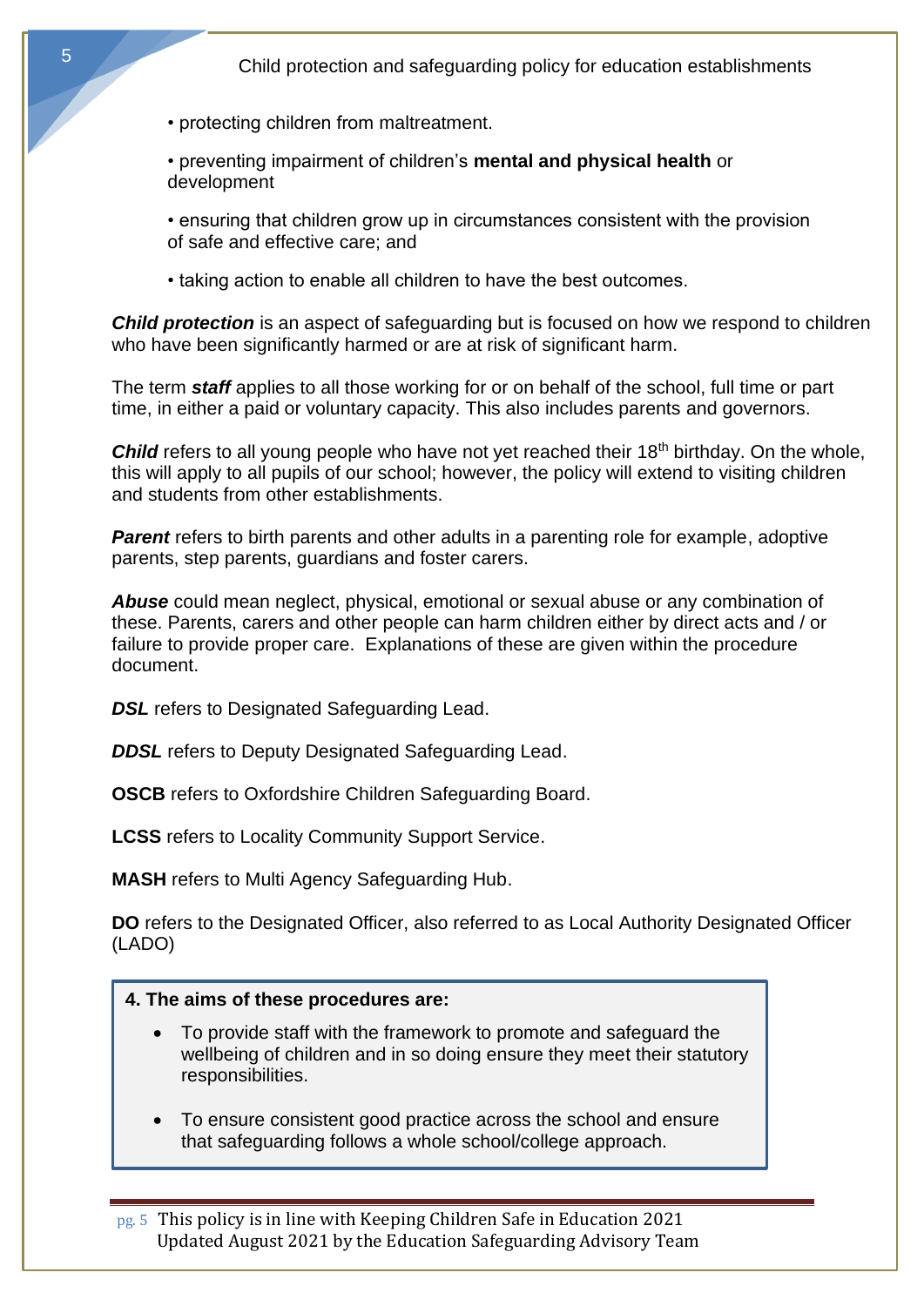• protecting children from maltreatment.

• preventing impairment of children's **mental and physical health** or development

• ensuring that children grow up in circumstances consistent with the provision of safe and effective care; and

• taking action to enable all children to have the best outcomes.

***Child protection*** is an aspect of safeguarding but is focused on how we respond to children who have been significantly harmed or are at risk of significant harm.

The term ***staff*** applies to all those working for or on behalf of the school, full time or part time, in either a paid or voluntary capacity. This also includes parents and governors.

***Child*** refers to all young people who have not yet reached their 18th birthday. On the whole, this will apply to all pupils of our school; however, the policy will extend to visiting children and students from other establishments.

***Parent*** refers to birth parents and other adults in a parenting role for example, adoptive parents, step parents, guardians and foster carers.

***Abuse*** could mean neglect, physical, emotional or sexual abuse or any combination of these. Parents, carers and other people can harm children either by direct acts and / or failure to provide proper care. Explanations of these are given within the procedure document.

***DSL*** refers to Designated Safeguarding Lead.

***DDSL*** refers to Deputy Designated Safeguarding Lead.

**OSCB** refers to Oxfordshire Children Safeguarding Board.

**LCSS** refers to Locality Community Support Service.

**MASH** refers to Multi Agency Safeguarding Hub.

**DO** refers to the Designated Officer, also referred to as Local Authority Designated Officer (LADO)

**4. The aims of these procedures are:**

- To provide staff with the framework to promote and safeguard the wellbeing of children and in so doing ensure they meet their statutory responsibilities.
- To ensure consistent good practice across the school and ensure that safeguarding follows a whole school/college approach.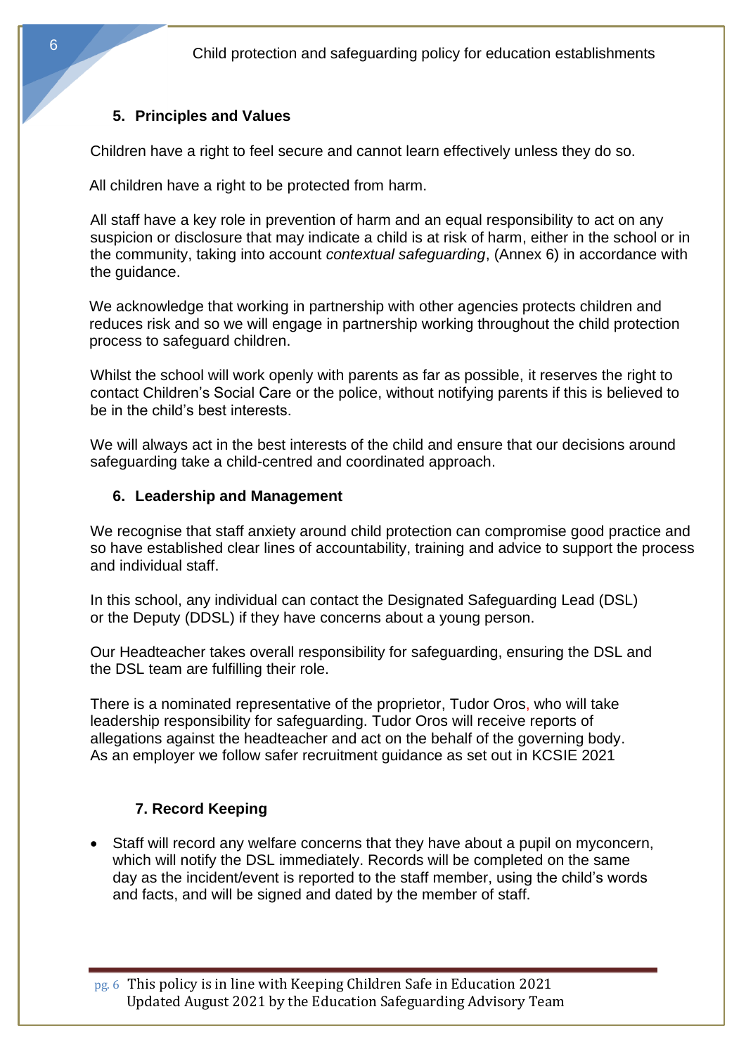## 5. Principles and Values

Children have a right to feel secure and cannot learn effectively unless they do so.

All children have a right to be protected from harm.

All staff have a key role in prevention of harm and an equal responsibility to act on any suspicion or disclosure that may indicate a child is at risk of harm, either in the school or in the community, taking into account *contextual safeguarding*, (Annex 6) in accordance with the guidance.

We acknowledge that working in partnership with other agencies protects children and reduces risk and so we will engage in partnership working throughout the child protection process to safeguard children.

Whilst the school will work openly with parents as far as possible, it reserves the right to contact Children's Social Care or the police, without notifying parents if this is believed to be in the child's best interests.

We will always act in the best interests of the child and ensure that our decisions around safeguarding take a child-centred and coordinated approach.

## 6. Leadership and Management

We recognise that staff anxiety around child protection can compromise good practice and so have established clear lines of accountability, training and advice to support the process and individual staff.

In this school, any individual can contact the Designated Safeguarding Lead (DSL) or the Deputy (DDSL) if they have concerns about a young person.

Our Headteacher takes overall responsibility for safeguarding, ensuring the DSL and the DSL team are fulfilling their role.

There is a nominated representative of the proprietor, Tudor Oros, who will take leadership responsibility for safeguarding. Tudor Oros will receive reports of allegations against the headteacher and act on the behalf of the governing body. As an employer we follow safer recruitment guidance as set out in KCSIE 2021

## 7. Record Keeping

- Staff will record any welfare concerns that they have about a pupil on myconcern, which will notify the DSL immediately. Records will be completed on the same day as the incident/event is reported to the staff member, using the child's words and facts, and will be signed and dated by the member of staff.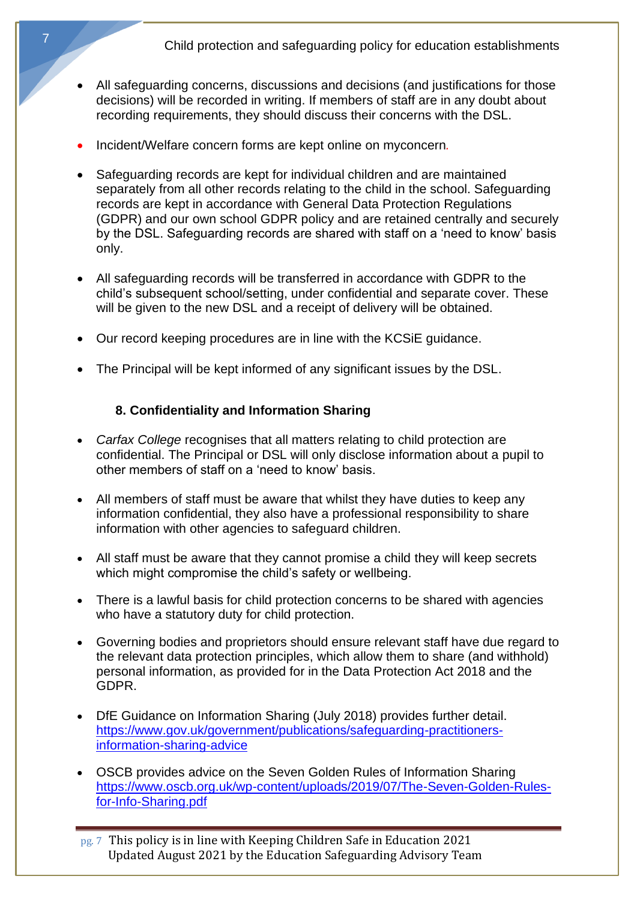- All safeguarding concerns, discussions and decisions (and justifications for those decisions) will be recorded in writing. If members of staff are in any doubt about recording requirements, they should discuss their concerns with the DSL.
- Incident/Welfare concern forms are kept online on myconcern.
- Safeguarding records are kept for individual children and are maintained separately from all other records relating to the child in the school. Safeguarding records are kept in accordance with General Data Protection Regulations (GDPR) and our own school GDPR policy and are retained centrally and securely by the DSL. Safeguarding records are shared with staff on a 'need to know' basis only.
- All safeguarding records will be transferred in accordance with GDPR to the child's subsequent school/setting, under confidential and separate cover. These will be given to the new DSL and a receipt of delivery will be obtained.
- Our record keeping procedures are in line with the KCSiE guidance.
- The Principal will be kept informed of any significant issues by the DSL.

### 8. Confidentiality and Information Sharing

- *Carfax College* recognises that all matters relating to child protection are confidential. The Principal or DSL will only disclose information about a pupil to other members of staff on a 'need to know' basis.
- All members of staff must be aware that whilst they have duties to keep any information confidential, they also have a professional responsibility to share information with other agencies to safeguard children.
- All staff must be aware that they cannot promise a child they will keep secrets which might compromise the child's safety or wellbeing.
- There is a lawful basis for child protection concerns to be shared with agencies who have a statutory duty for child protection.
- Governing bodies and proprietors should ensure relevant staff have due regard to the relevant data protection principles, which allow them to share (and withhold) personal information, as provided for in the Data Protection Act 2018 and the GDPR.
- DfE Guidance on Information Sharing (July 2018) provides further detail. https://www.gov.uk/government/publications/safeguarding-practitioners-information-sharing-advice
- OSCB provides advice on the Seven Golden Rules of Information Sharing https://www.oscb.org.uk/wp-content/uploads/2019/07/The-Seven-Golden-Rules-for-Info-Sharing.pdf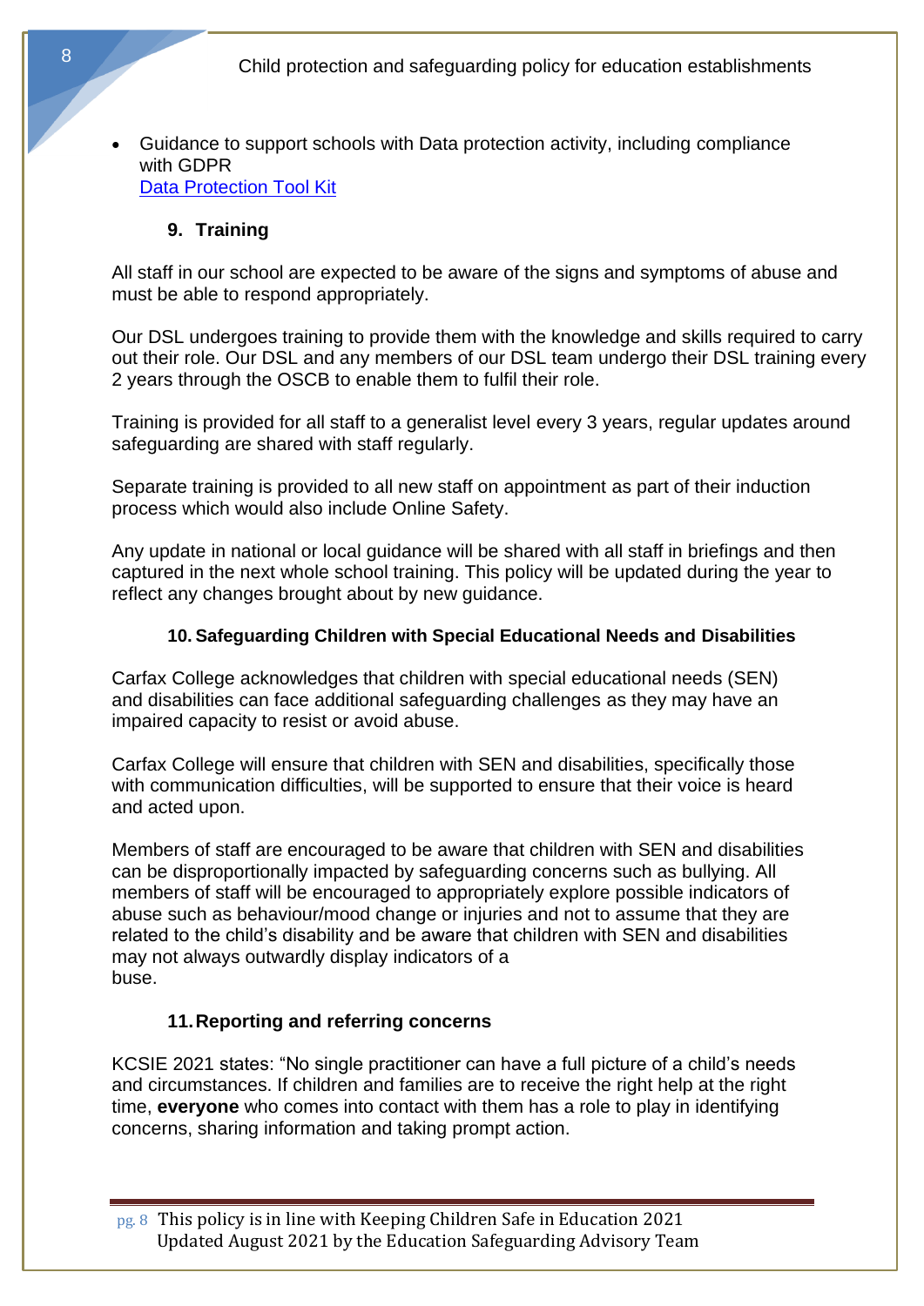- Guidance to support schools with Data protection activity, including compliance with GDPR
  [Data Protection Tool Kit]

## 9. Training

All staff in our school are expected to be aware of the signs and symptoms of abuse and must be able to respond appropriately.

Our DSL undergoes training to provide them with the knowledge and skills required to carry out their role. Our DSL and any members of our DSL team undergo their DSL training every 2 years through the OSCB to enable them to fulfil their role.

Training is provided for all staff to a generalist level every 3 years, regular updates around safeguarding are shared with staff regularly.

Separate training is provided to all new staff on appointment as part of their induction process which would also include Online Safety.

Any update in national or local guidance will be shared with all staff in briefings and then captured in the next whole school training. This policy will be updated during the year to reflect any changes brought about by new guidance.

## 10. Safeguarding Children with Special Educational Needs and Disabilities

Carfax College acknowledges that children with special educational needs (SEN) and disabilities can face additional safeguarding challenges as they may have an impaired capacity to resist or avoid abuse.

Carfax College will ensure that children with SEN and disabilities, specifically those with communication difficulties, will be supported to ensure that their voice is heard and acted upon.

Members of staff are encouraged to be aware that children with SEN and disabilities can be disproportionally impacted by safeguarding concerns such as bullying. All members of staff will be encouraged to appropriately explore possible indicators of abuse such as behaviour/mood change or injuries and not to assume that they are related to the child's disability and be aware that children with SEN and disabilities may not always outwardly display indicators of a
buse.

## 11. Reporting and referring concerns

KCSIE 2021 states: "No single practitioner can have a full picture of a child's needs and circumstances. If children and families are to receive the right help at the right time, **everyone** who comes into contact with them has a role to play in identifying concerns, sharing information and taking prompt action.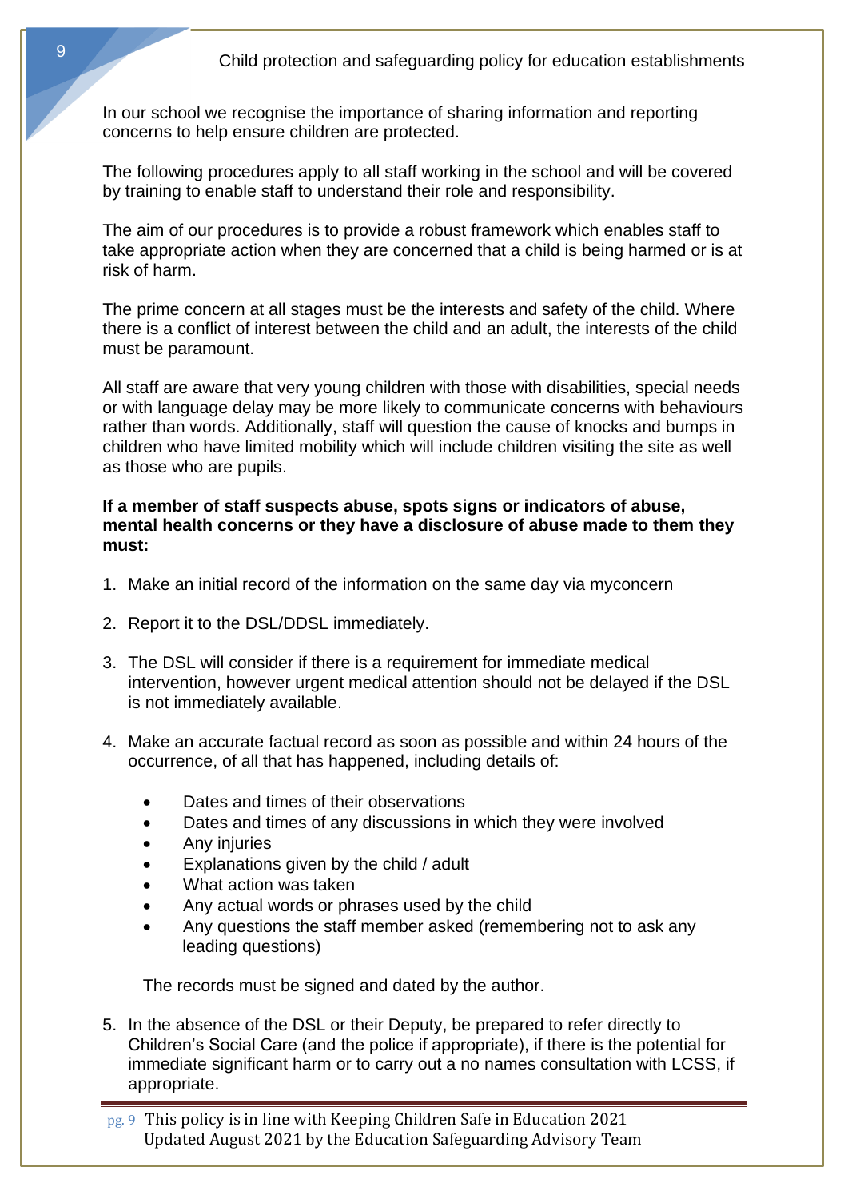In our school we recognise the importance of sharing information and reporting concerns to help ensure children are protected.

The following procedures apply to all staff working in the school and will be covered by training to enable staff to understand their role and responsibility.

The aim of our procedures is to provide a robust framework which enables staff to take appropriate action when they are concerned that a child is being harmed or is at risk of harm.

The prime concern at all stages must be the interests and safety of the child. Where there is a conflict of interest between the child and an adult, the interests of the child must be paramount.

All staff are aware that very young children with those with disabilities, special needs or with language delay may be more likely to communicate concerns with behaviours rather than words. Additionally, staff will question the cause of knocks and bumps in children who have limited mobility which will include children visiting the site as well as those who are pupils.

**If a member of staff suspects abuse, spots signs or indicators of abuse, mental health concerns or they have a disclosure of abuse made to them they must:**

1. Make an initial record of the information on the same day via myconcern

2. Report it to the DSL/DDSL immediately.

3. The DSL will consider if there is a requirement for immediate medical intervention, however urgent medical attention should not be delayed if the DSL is not immediately available.

4. Make an accurate factual record as soon as possible and within 24 hours of the occurrence, of all that has happened, including details of:

   - Dates and times of their observations
   - Dates and times of any discussions in which they were involved
   - Any injuries
   - Explanations given by the child / adult
   - What action was taken
   - Any actual words or phrases used by the child
   - Any questions the staff member asked (remembering not to ask any leading questions)

   The records must be signed and dated by the author.

5. In the absence of the DSL or their Deputy, be prepared to refer directly to Children's Social Care (and the police if appropriate), if there is the potential for immediate significant harm or to carry out a no names consultation with LCSS, if appropriate.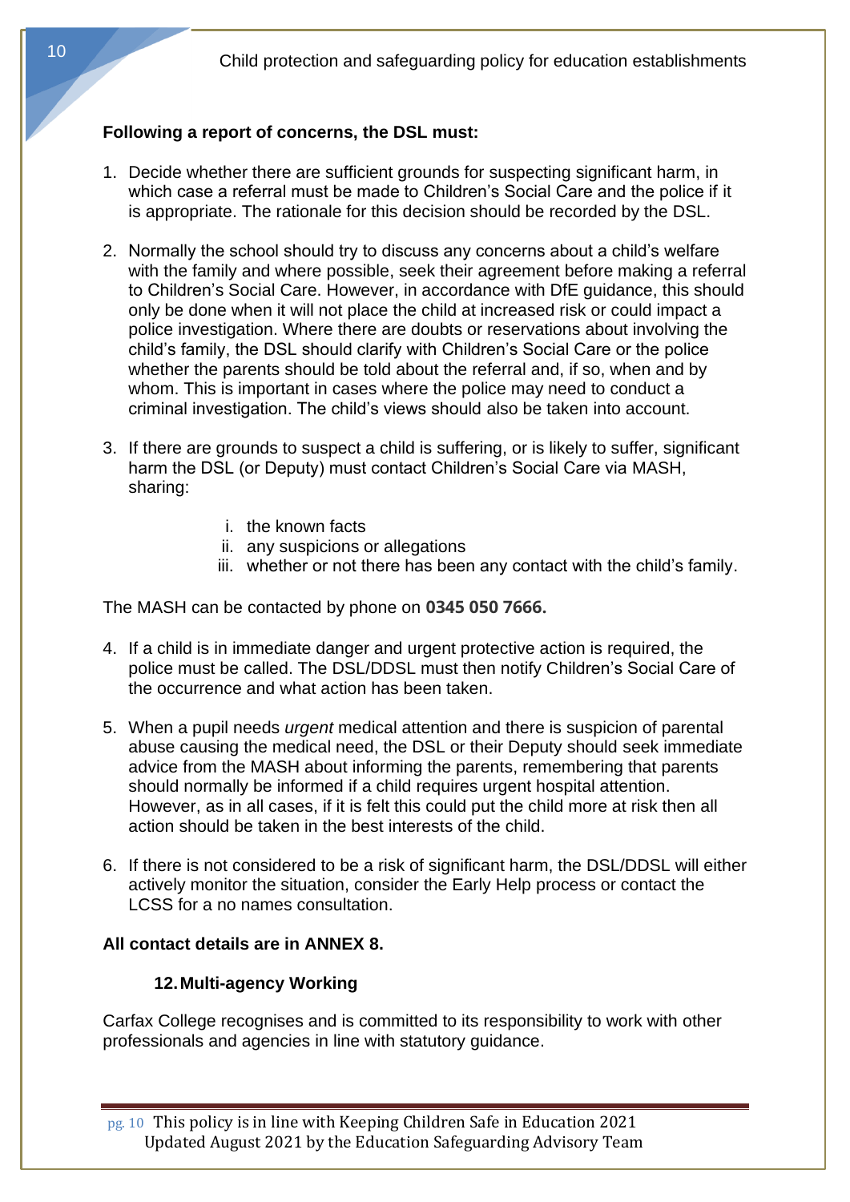**Following a report of concerns, the DSL must:**

1. Decide whether there are sufficient grounds for suspecting significant harm, in which case a referral must be made to Children's Social Care and the police if it is appropriate. The rationale for this decision should be recorded by the DSL.

2. Normally the school should try to discuss any concerns about a child's welfare with the family and where possible, seek their agreement before making a referral to Children's Social Care. However, in accordance with DfE guidance, this should only be done when it will not place the child at increased risk or could impact a police investigation. Where there are doubts or reservations about involving the child's family, the DSL should clarify with Children's Social Care or the police whether the parents should be told about the referral and, if so, when and by whom. This is important in cases where the police may need to conduct a criminal investigation. The child's views should also be taken into account.

3. If there are grounds to suspect a child is suffering, or is likely to suffer, significant harm the DSL (or Deputy) must contact Children's Social Care via MASH, sharing:

    i. the known facts
    ii. any suspicions or allegations
    iii. whether or not there has been any contact with the child's family.

The MASH can be contacted by phone on **0345 050 7666.**

4. If a child is in immediate danger and urgent protective action is required, the police must be called. The DSL/DDSL must then notify Children's Social Care of the occurrence and what action has been taken.

5. When a pupil needs *urgent* medical attention and there is suspicion of parental abuse causing the medical need, the DSL or their Deputy should seek immediate advice from the MASH about informing the parents, remembering that parents should normally be informed if a child requires urgent hospital attention. However, as in all cases, if it is felt this could put the child more at risk then all action should be taken in the best interests of the child.

6. If there is not considered to be a risk of significant harm, the DSL/DDSL will either actively monitor the situation, consider the Early Help process or contact the LCSS for a no names consultation.

**All contact details are in ANNEX 8.**

## 12. Multi-agency Working

Carfax College recognises and is committed to its responsibility to work with other professionals and agencies in line with statutory guidance.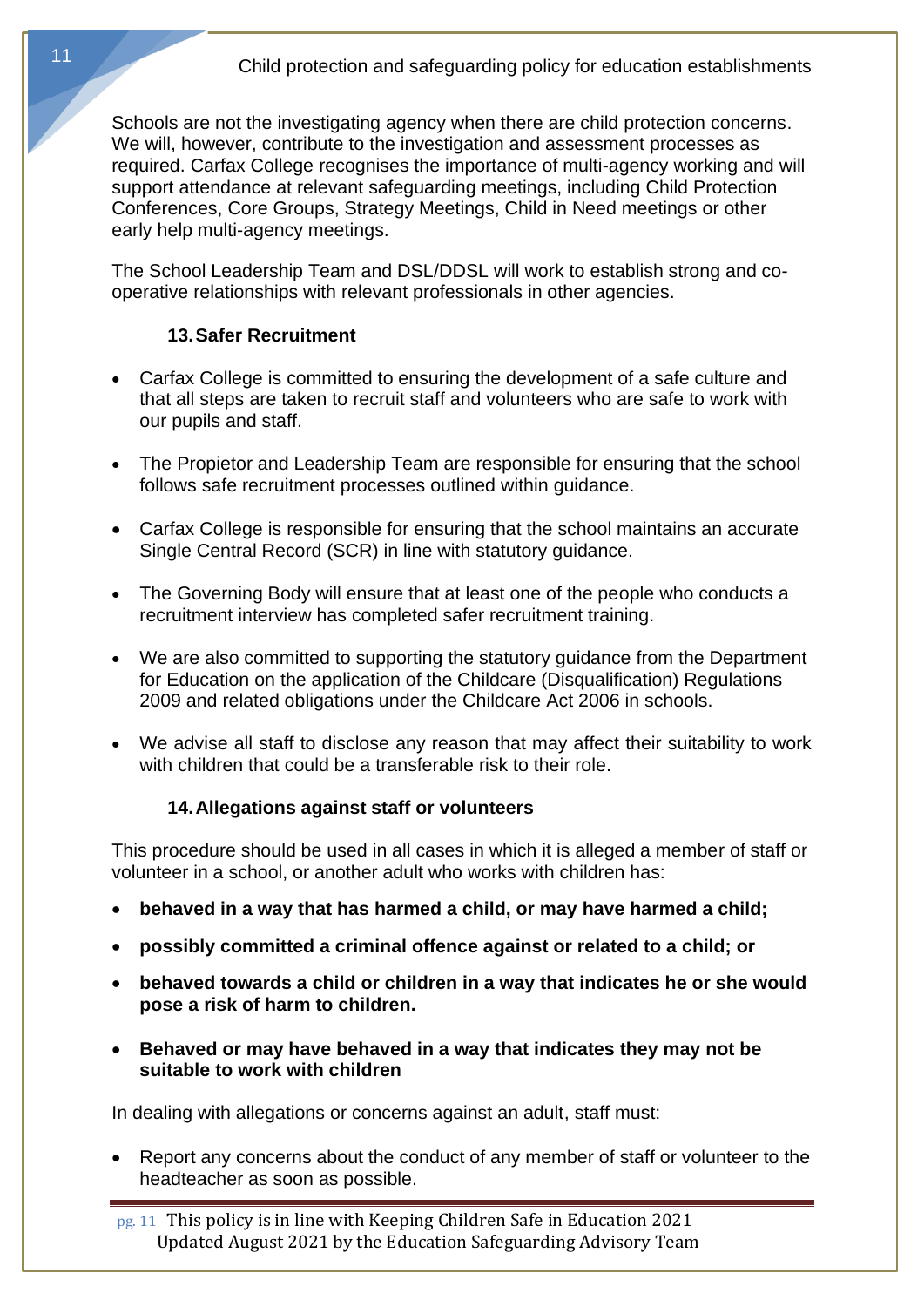Schools are not the investigating agency when there are child protection concerns. We will, however, contribute to the investigation and assessment processes as required. Carfax College recognises the importance of multi-agency working and will support attendance at relevant safeguarding meetings, including Child Protection Conferences, Core Groups, Strategy Meetings, Child in Need meetings or other early help multi-agency meetings.

The School Leadership Team and DSL/DDSL will work to establish strong and co-operative relationships with relevant professionals in other agencies.

## 13. Safer Recruitment

- Carfax College is committed to ensuring the development of a safe culture and that all steps are taken to recruit staff and volunteers who are safe to work with our pupils and staff.
- The Propietor and Leadership Team are responsible for ensuring that the school follows safe recruitment processes outlined within guidance.
- Carfax College is responsible for ensuring that the school maintains an accurate Single Central Record (SCR) in line with statutory guidance.
- The Governing Body will ensure that at least one of the people who conducts a recruitment interview has completed safer recruitment training.
- We are also committed to supporting the statutory guidance from the Department for Education on the application of the Childcare (Disqualification) Regulations 2009 and related obligations under the Childcare Act 2006 in schools.
- We advise all staff to disclose any reason that may affect their suitability to work with children that could be a transferable risk to their role.

## 14. Allegations against staff or volunteers

This procedure should be used in all cases in which it is alleged a member of staff or volunteer in a school, or another adult who works with children has:

- **behaved in a way that has harmed a child, or may have harmed a child;**
- **possibly committed a criminal offence against or related to a child; or**
- **behaved towards a child or children in a way that indicates he or she would pose a risk of harm to children.**
- **Behaved or may have behaved in a way that indicates they may not be suitable to work with children**

In dealing with allegations or concerns against an adult, staff must:

- Report any concerns about the conduct of any member of staff or volunteer to the headteacher as soon as possible.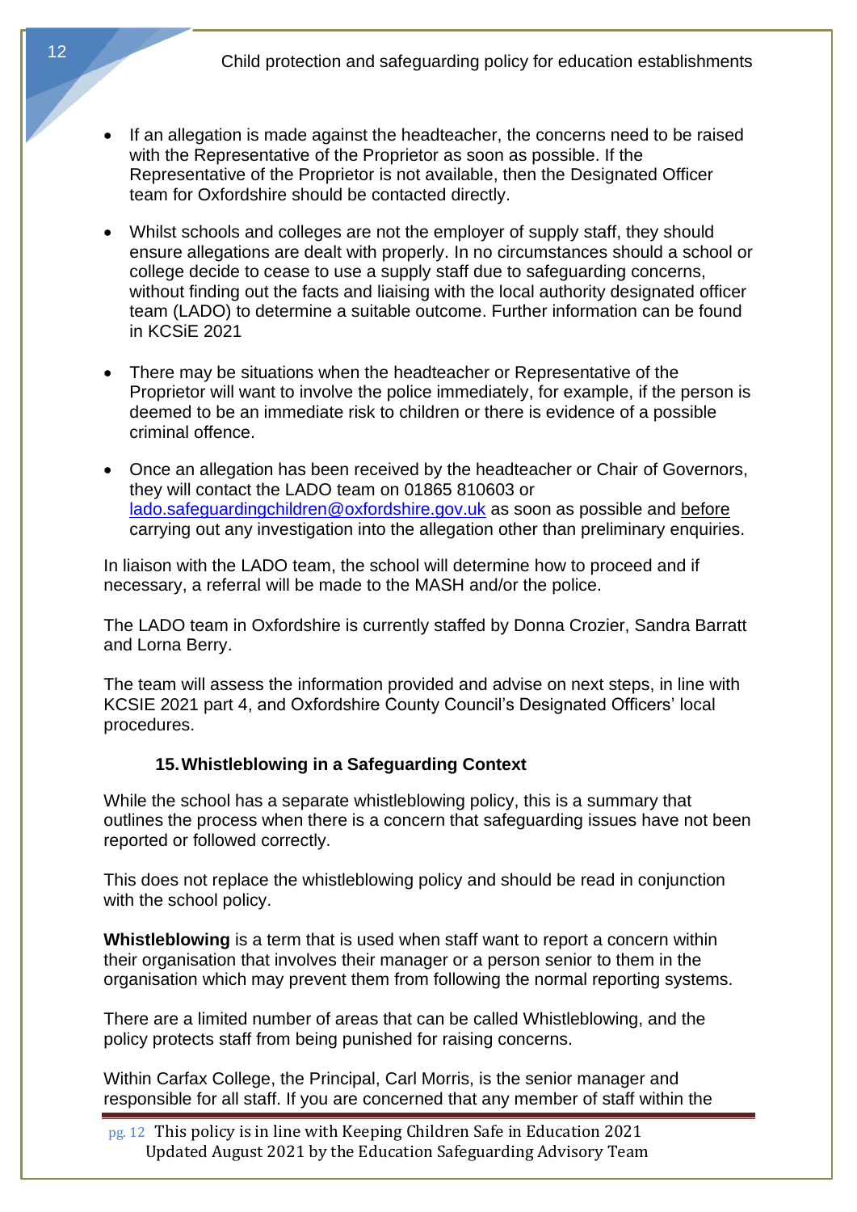- If an allegation is made against the headteacher, the concerns need to be raised with the Representative of the Proprietor as soon as possible. If the Representative of the Proprietor is not available, then the Designated Officer team for Oxfordshire should be contacted directly.

- Whilst schools and colleges are not the employer of supply staff, they should ensure allegations are dealt with properly. In no circumstances should a school or college decide to cease to use a supply staff due to safeguarding concerns, without finding out the facts and liaising with the local authority designated officer team (LADO) to determine a suitable outcome. Further information can be found in KCSiE 2021

- There may be situations when the headteacher or Representative of the Proprietor will want to involve the police immediately, for example, if the person is deemed to be an immediate risk to children or there is evidence of a possible criminal offence.

- Once an allegation has been received by the headteacher or Chair of Governors, they will contact the LADO team on 01865 810603 or lado.safeguardingchildren@oxfordshire.gov.uk as soon as possible and before carrying out any investigation into the allegation other than preliminary enquiries.

In liaison with the LADO team, the school will determine how to proceed and if necessary, a referral will be made to the MASH and/or the police.

The LADO team in Oxfordshire is currently staffed by Donna Crozier, Sandra Barratt and Lorna Berry.

The team will assess the information provided and advise on next steps, in line with KCSIE 2021 part 4, and Oxfordshire County Council's Designated Officers' local procedures.

## 15. Whistleblowing in a Safeguarding Context

While the school has a separate whistleblowing policy, this is a summary that outlines the process when there is a concern that safeguarding issues have not been reported or followed correctly.

This does not replace the whistleblowing policy and should be read in conjunction with the school policy.

**Whistleblowing** is a term that is used when staff want to report a concern within their organisation that involves their manager or a person senior to them in the organisation which may prevent them from following the normal reporting systems.

There are a limited number of areas that can be called Whistleblowing, and the policy protects staff from being punished for raising concerns.

Within Carfax College, the Principal, Carl Morris, is the senior manager and responsible for all staff. If you are concerned that any member of staff within the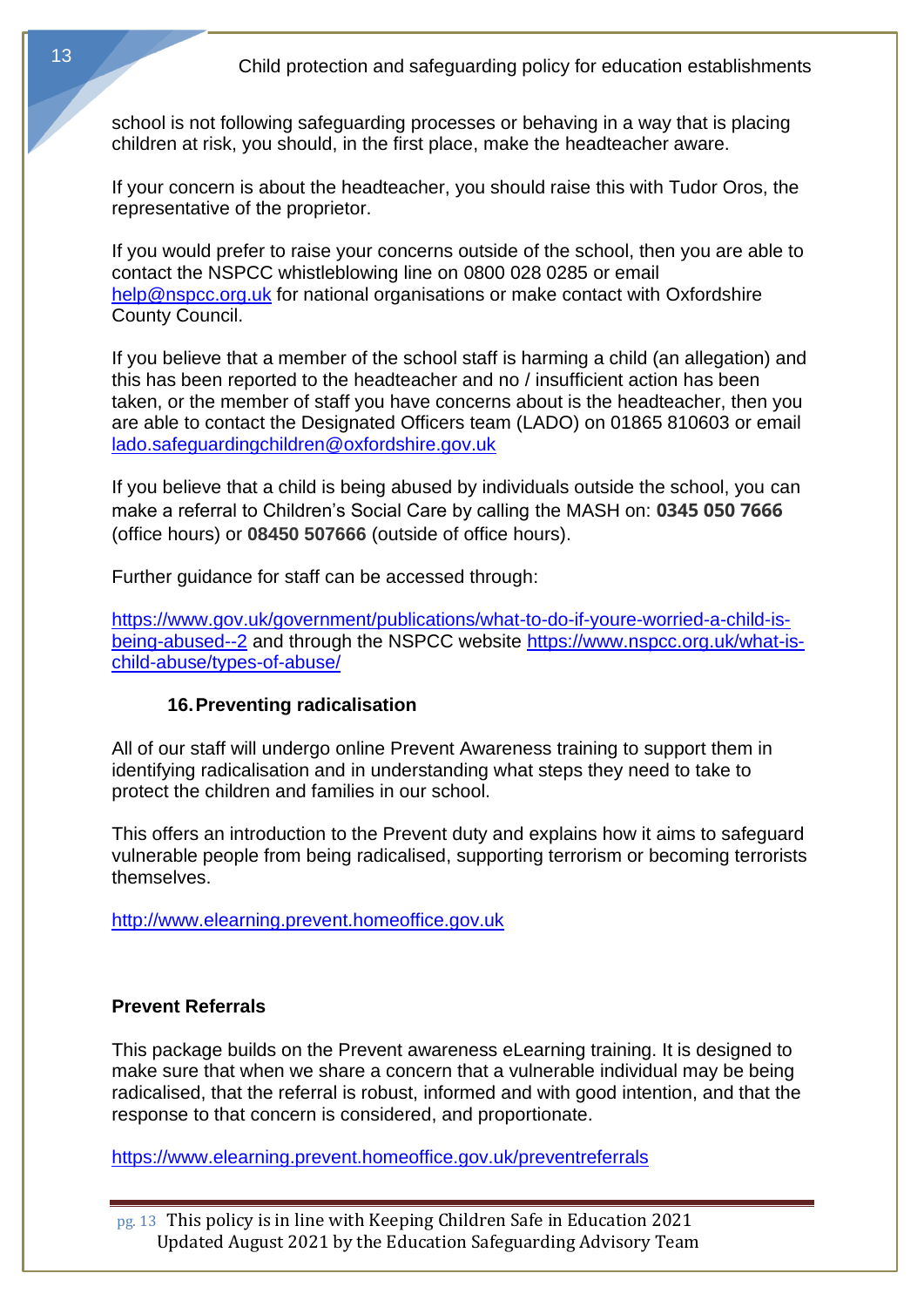school is not following safeguarding processes or behaving in a way that is placing children at risk, you should, in the first place, make the headteacher aware.

If your concern is about the headteacher, you should raise this with Tudor Oros, the representative of the proprietor.

If you would prefer to raise your concerns outside of the school, then you are able to contact the NSPCC whistleblowing line on 0800 028 0285 or email help@nspcc.org.uk for national organisations or make contact with Oxfordshire County Council.

If you believe that a member of the school staff is harming a child (an allegation) and this has been reported to the headteacher and no / insufficient action has been taken, or the member of staff you have concerns about is the headteacher, then you are able to contact the Designated Officers team (LADO) on 01865 810603 or email lado.safeguardingchildren@oxfordshire.gov.uk

If you believe that a child is being abused by individuals outside the school, you can make a referral to Children's Social Care by calling the MASH on: **0345 050 7666** (office hours) or **08450 507666** (outside of office hours).

Further guidance for staff can be accessed through:

https://www.gov.uk/government/publications/what-to-do-if-youre-worried-a-child-is-being-abused--2 and through the NSPCC website https://www.nspcc.org.uk/what-is-child-abuse/types-of-abuse/

## 16. Preventing radicalisation

All of our staff will undergo online Prevent Awareness training to support them in identifying radicalisation and in understanding what steps they need to take to protect the children and families in our school.

This offers an introduction to the Prevent duty and explains how it aims to safeguard vulnerable people from being radicalised, supporting terrorism or becoming terrorists themselves.

http://www.elearning.prevent.homeoffice.gov.uk

### Prevent Referrals

This package builds on the Prevent awareness eLearning training. It is designed to make sure that when we share a concern that a vulnerable individual may be being radicalised, that the referral is robust, informed and with good intention, and that the response to that concern is considered, and proportionate.

https://www.elearning.prevent.homeoffice.gov.uk/preventreferrals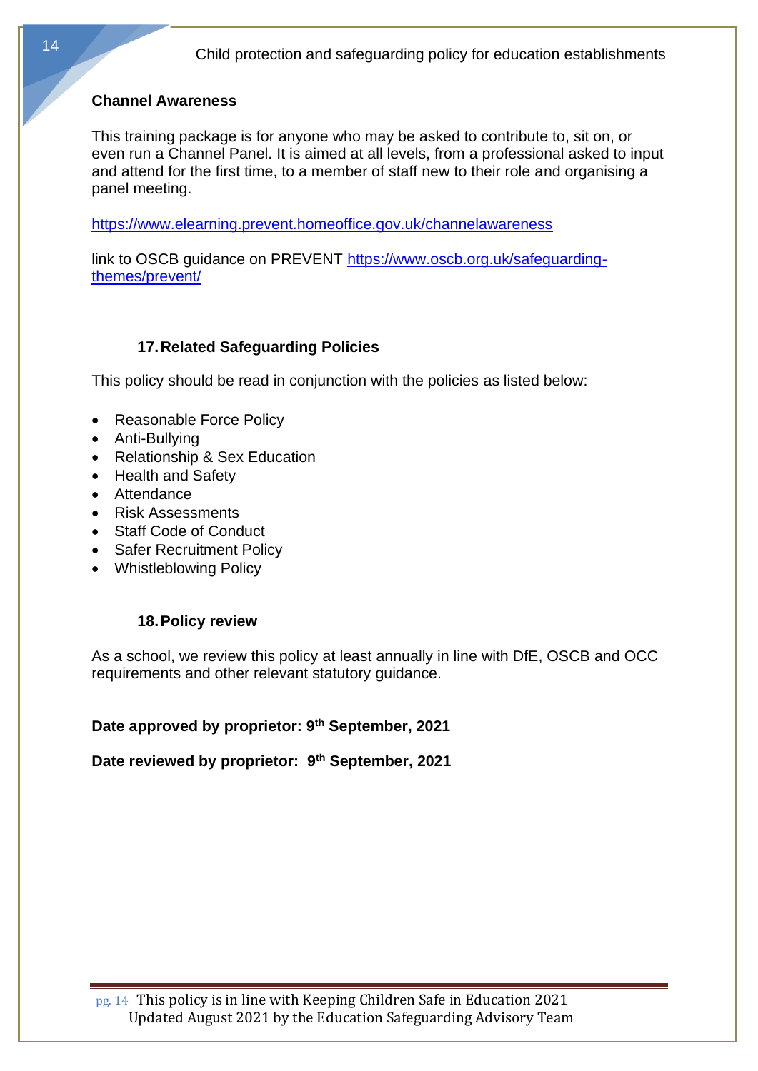**Channel Awareness**

This training package is for anyone who may be asked to contribute to, sit on, or even run a Channel Panel. It is aimed at all levels, from a professional asked to input and attend for the first time, to a member of staff new to their role and organising a panel meeting.

https://www.elearning.prevent.homeoffice.gov.uk/channelawareness

link to OSCB guidance on PREVENT https://www.oscb.org.uk/safeguarding-themes/prevent/

## 17. Related Safeguarding Policies

This policy should be read in conjunction with the policies as listed below:

- Reasonable Force Policy
- Anti-Bullying
- Relationship & Sex Education
- Health and Safety
- Attendance
- Risk Assessments
- Staff Code of Conduct
- Safer Recruitment Policy
- Whistleblowing Policy

## 18. Policy review

As a school, we review this policy at least annually in line with DfE, OSCB and OCC requirements and other relevant statutory guidance.

**Date approved by proprietor: 9th September, 2021**

**Date reviewed by proprietor: 9th September, 2021**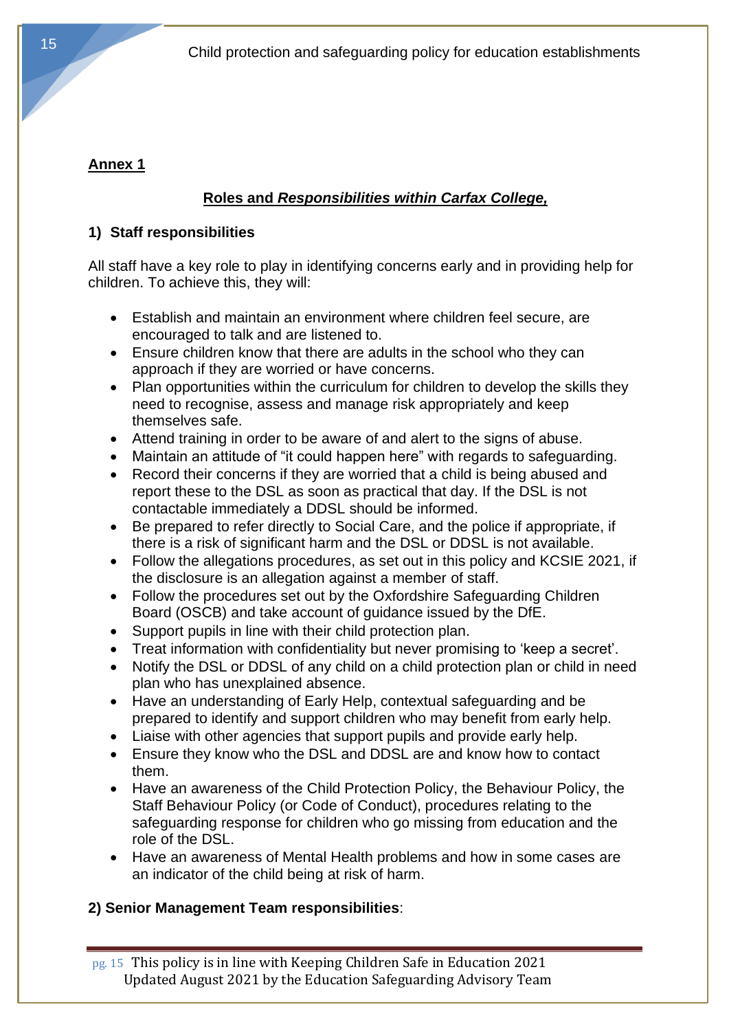**Annex 1**

**Roles and *Responsibilities within Carfax College,***

**1) Staff responsibilities**

All staff have a key role to play in identifying concerns early and in providing help for children. To achieve this, they will:

- Establish and maintain an environment where children feel secure, are encouraged to talk and are listened to.
- Ensure children know that there are adults in the school who they can approach if they are worried or have concerns.
- Plan opportunities within the curriculum for children to develop the skills they need to recognise, assess and manage risk appropriately and keep themselves safe.
- Attend training in order to be aware of and alert to the signs of abuse.
- Maintain an attitude of "it could happen here" with regards to safeguarding.
- Record their concerns if they are worried that a child is being abused and report these to the DSL as soon as practical that day. If the DSL is not contactable immediately a DDSL should be informed.
- Be prepared to refer directly to Social Care, and the police if appropriate, if there is a risk of significant harm and the DSL or DDSL is not available.
- Follow the allegations procedures, as set out in this policy and KCSIE 2021, if the disclosure is an allegation against a member of staff.
- Follow the procedures set out by the Oxfordshire Safeguarding Children Board (OSCB) and take account of guidance issued by the DfE.
- Support pupils in line with their child protection plan.
- Treat information with confidentiality but never promising to 'keep a secret'.
- Notify the DSL or DDSL of any child on a child protection plan or child in need plan who has unexplained absence.
- Have an understanding of Early Help, contextual safeguarding and be prepared to identify and support children who may benefit from early help.
- Liaise with other agencies that support pupils and provide early help.
- Ensure they know who the DSL and DDSL are and know how to contact them.
- Have an awareness of the Child Protection Policy, the Behaviour Policy, the Staff Behaviour Policy (or Code of Conduct), procedures relating to the safeguarding response for children who go missing from education and the role of the DSL.
- Have an awareness of Mental Health problems and how in some cases are an indicator of the child being at risk of harm.

**2) Senior Management Team responsibilities**: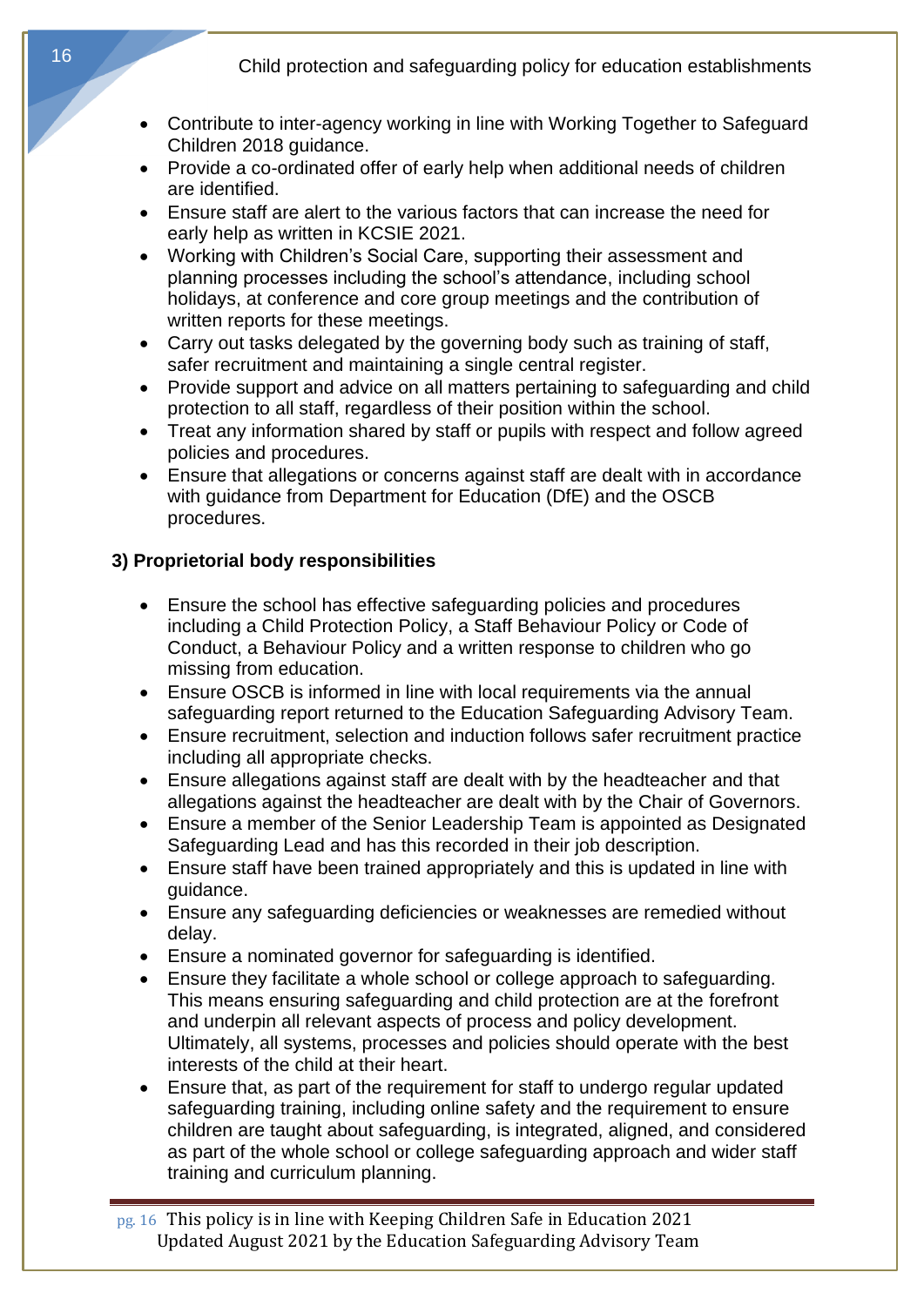- Contribute to inter-agency working in line with Working Together to Safeguard Children 2018 guidance.
- Provide a co-ordinated offer of early help when additional needs of children are identified.
- Ensure staff are alert to the various factors that can increase the need for early help as written in KCSIE 2021.
- Working with Children's Social Care, supporting their assessment and planning processes including the school's attendance, including school holidays, at conference and core group meetings and the contribution of written reports for these meetings.
- Carry out tasks delegated by the governing body such as training of staff, safer recruitment and maintaining a single central register.
- Provide support and advice on all matters pertaining to safeguarding and child protection to all staff, regardless of their position within the school.
- Treat any information shared by staff or pupils with respect and follow agreed policies and procedures.
- Ensure that allegations or concerns against staff are dealt with in accordance with guidance from Department for Education (DfE) and the OSCB procedures.

### 3) Proprietorial body responsibilities

- Ensure the school has effective safeguarding policies and procedures including a Child Protection Policy, a Staff Behaviour Policy or Code of Conduct, a Behaviour Policy and a written response to children who go missing from education.
- Ensure OSCB is informed in line with local requirements via the annual safeguarding report returned to the Education Safeguarding Advisory Team.
- Ensure recruitment, selection and induction follows safer recruitment practice including all appropriate checks.
- Ensure allegations against staff are dealt with by the headteacher and that allegations against the headteacher are dealt with by the Chair of Governors.
- Ensure a member of the Senior Leadership Team is appointed as Designated Safeguarding Lead and has this recorded in their job description.
- Ensure staff have been trained appropriately and this is updated in line with guidance.
- Ensure any safeguarding deficiencies or weaknesses are remedied without delay.
- Ensure a nominated governor for safeguarding is identified.
- Ensure they facilitate a whole school or college approach to safeguarding. This means ensuring safeguarding and child protection are at the forefront and underpin all relevant aspects of process and policy development. Ultimately, all systems, processes and policies should operate with the best interests of the child at their heart.
- Ensure that, as part of the requirement for staff to undergo regular updated safeguarding training, including online safety and the requirement to ensure children are taught about safeguarding, is integrated, aligned, and considered as part of the whole school or college safeguarding approach and wider staff training and curriculum planning.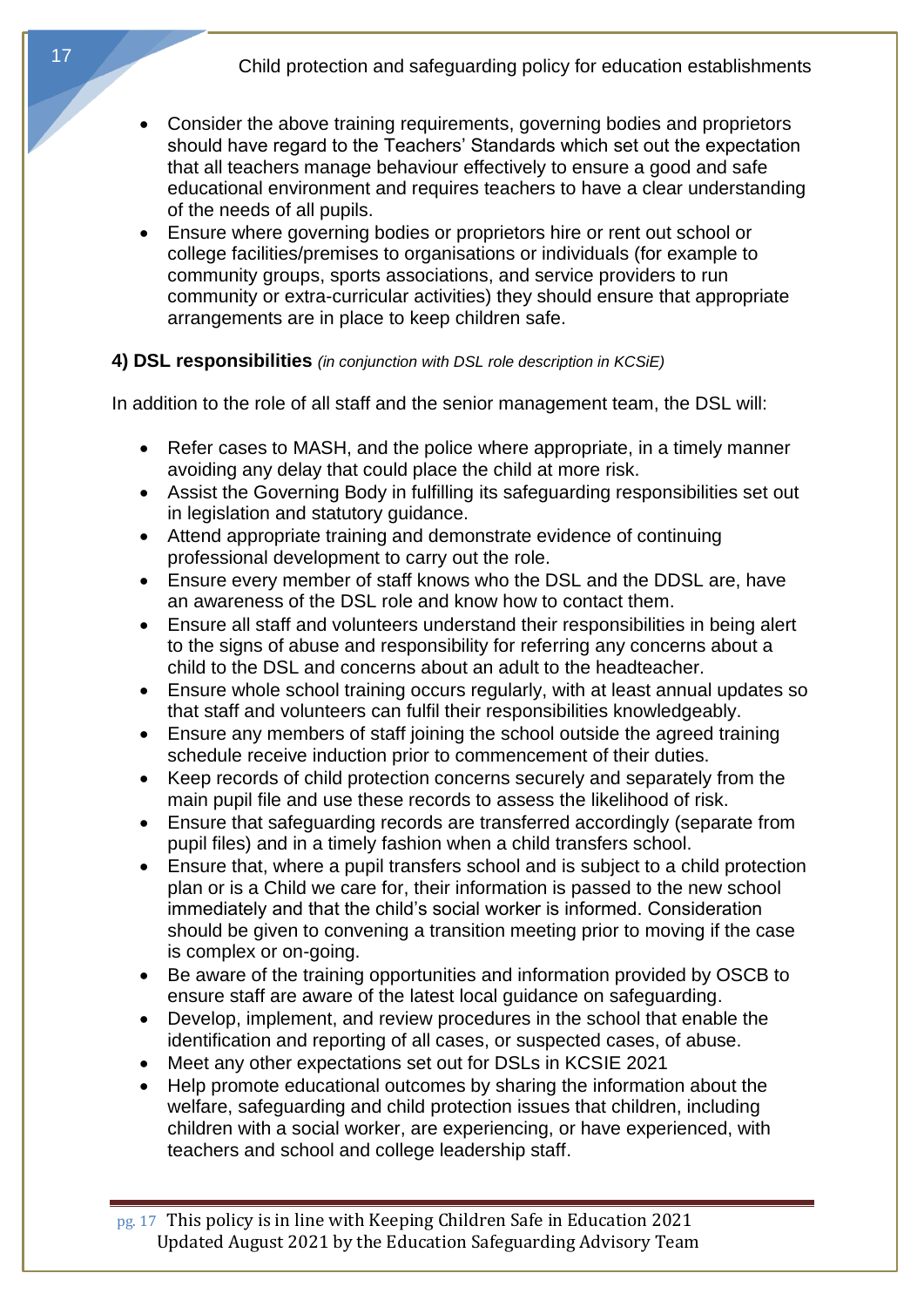- Consider the above training requirements, governing bodies and proprietors should have regard to the Teachers' Standards which set out the expectation that all teachers manage behaviour effectively to ensure a good and safe educational environment and requires teachers to have a clear understanding of the needs of all pupils.
- Ensure where governing bodies or proprietors hire or rent out school or college facilities/premises to organisations or individuals (for example to community groups, sports associations, and service providers to run community or extra-curricular activities) they should ensure that appropriate arrangements are in place to keep children safe.

#### 4) DSL responsibilities *(in conjunction with DSL role description in KCSiE)*

In addition to the role of all staff and the senior management team, the DSL will:

- Refer cases to MASH, and the police where appropriate, in a timely manner avoiding any delay that could place the child at more risk.
- Assist the Governing Body in fulfilling its safeguarding responsibilities set out in legislation and statutory guidance.
- Attend appropriate training and demonstrate evidence of continuing professional development to carry out the role.
- Ensure every member of staff knows who the DSL and the DDSL are, have an awareness of the DSL role and know how to contact them.
- Ensure all staff and volunteers understand their responsibilities in being alert to the signs of abuse and responsibility for referring any concerns about a child to the DSL and concerns about an adult to the headteacher.
- Ensure whole school training occurs regularly, with at least annual updates so that staff and volunteers can fulfil their responsibilities knowledgeably.
- Ensure any members of staff joining the school outside the agreed training schedule receive induction prior to commencement of their duties.
- Keep records of child protection concerns securely and separately from the main pupil file and use these records to assess the likelihood of risk.
- Ensure that safeguarding records are transferred accordingly (separate from pupil files) and in a timely fashion when a child transfers school.
- Ensure that, where a pupil transfers school and is subject to a child protection plan or is a Child we care for, their information is passed to the new school immediately and that the child's social worker is informed. Consideration should be given to convening a transition meeting prior to moving if the case is complex or on-going.
- Be aware of the training opportunities and information provided by OSCB to ensure staff are aware of the latest local guidance on safeguarding.
- Develop, implement, and review procedures in the school that enable the identification and reporting of all cases, or suspected cases, of abuse.
- Meet any other expectations set out for DSLs in KCSIE 2021
- Help promote educational outcomes by sharing the information about the welfare, safeguarding and child protection issues that children, including children with a social worker, are experiencing, or have experienced, with teachers and school and college leadership staff.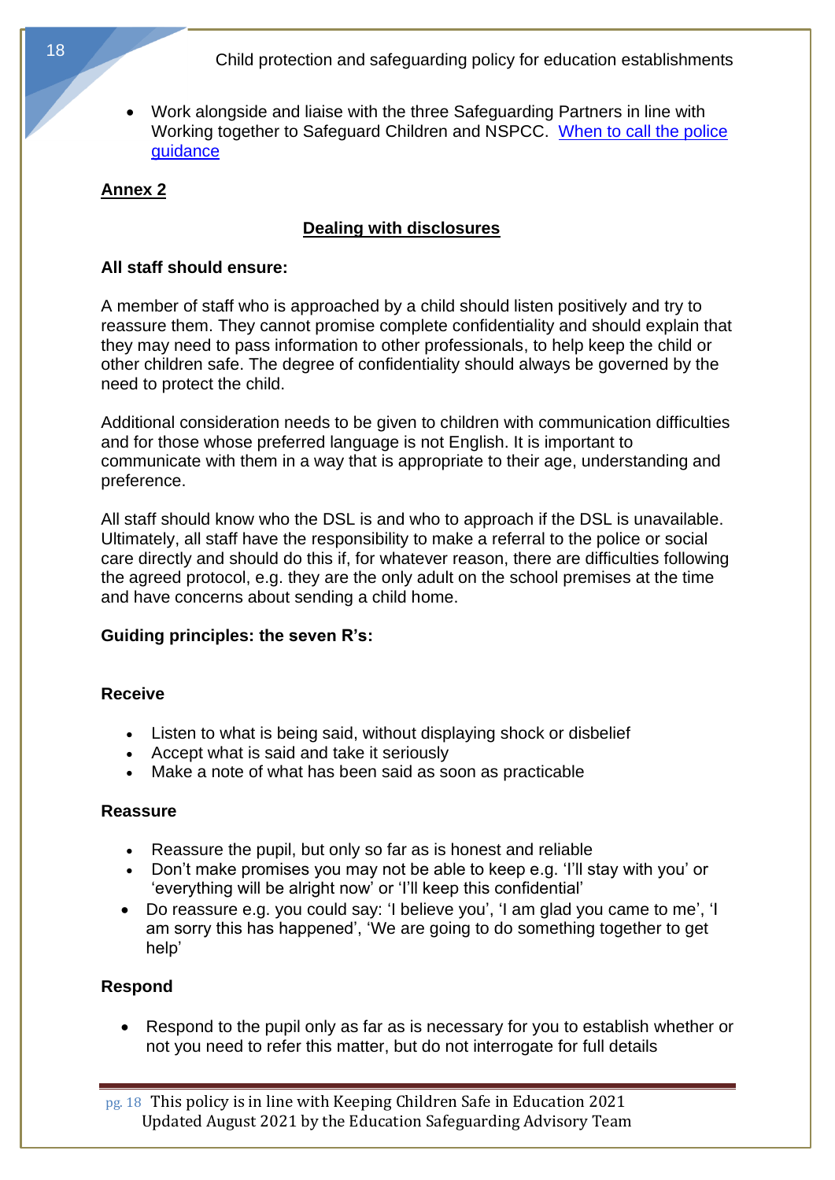- Work alongside and liaise with the three Safeguarding Partners in line with Working together to Safeguard Children and NSPCC. [When to call the police guidance]

**Annex 2**

## Dealing with disclosures

**All staff should ensure:**

A member of staff who is approached by a child should listen positively and try to reassure them. They cannot promise complete confidentiality and should explain that they may need to pass information to other professionals, to help keep the child or other children safe. The degree of confidentiality should always be governed by the need to protect the child.

Additional consideration needs to be given to children with communication difficulties and for those whose preferred language is not English. It is important to communicate with them in a way that is appropriate to their age, understanding and preference.

All staff should know who the DSL is and who to approach if the DSL is unavailable. Ultimately, all staff have the responsibility to make a referral to the police or social care directly and should do this if, for whatever reason, there are difficulties following the agreed protocol, e.g. they are the only adult on the school premises at the time and have concerns about sending a child home.

**Guiding principles: the seven R's:**

**Receive**

- Listen to what is being said, without displaying shock or disbelief
- Accept what is said and take it seriously
- Make a note of what has been said as soon as practicable

**Reassure**

- Reassure the pupil, but only so far as is honest and reliable
- Don't make promises you may not be able to keep e.g. 'I'll stay with you' or 'everything will be alright now' or 'I'll keep this confidential'
- Do reassure e.g. you could say: 'I believe you', 'I am glad you came to me', 'I am sorry this has happened', 'We are going to do something together to get help'

**Respond**

- Respond to the pupil only as far as is necessary for you to establish whether or not you need to refer this matter, but do not interrogate for full details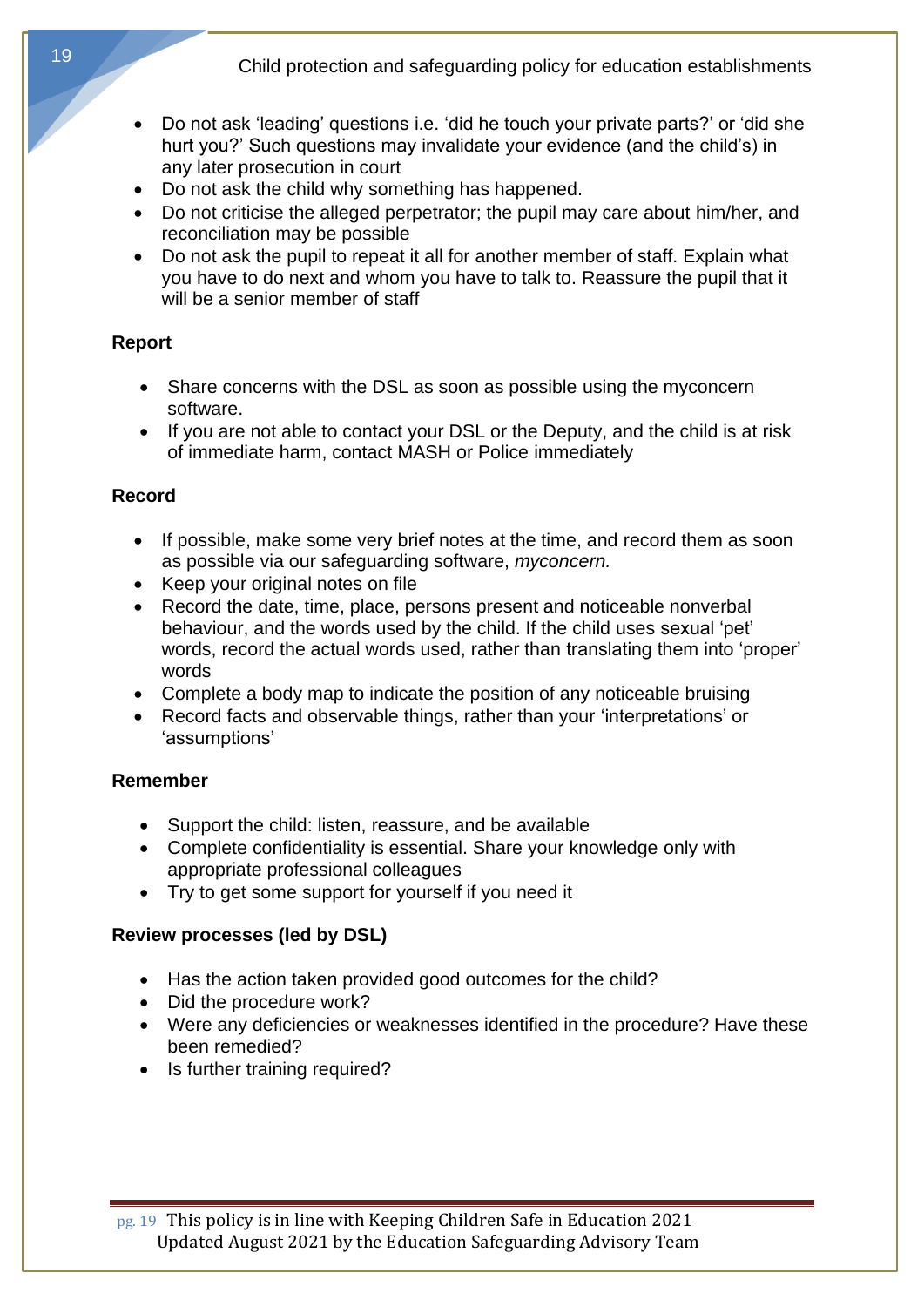- Do not ask 'leading' questions i.e. 'did he touch your private parts?' or 'did she hurt you?' Such questions may invalidate your evidence (and the child's) in any later prosecution in court
- Do not ask the child why something has happened.
- Do not criticise the alleged perpetrator; the pupil may care about him/her, and reconciliation may be possible
- Do not ask the pupil to repeat it all for another member of staff. Explain what you have to do next and whom you have to talk to. Reassure the pupil that it will be a senior member of staff

**Report**

- Share concerns with the DSL as soon as possible using the myconcern software.
- If you are not able to contact your DSL or the Deputy, and the child is at risk of immediate harm, contact MASH or Police immediately

**Record**

- If possible, make some very brief notes at the time, and record them as soon as possible via our safeguarding software, *myconcern.*
- Keep your original notes on file
- Record the date, time, place, persons present and noticeable nonverbal behaviour, and the words used by the child. If the child uses sexual 'pet' words, record the actual words used, rather than translating them into 'proper' words
- Complete a body map to indicate the position of any noticeable bruising
- Record facts and observable things, rather than your 'interpretations' or 'assumptions'

**Remember**

- Support the child: listen, reassure, and be available
- Complete confidentiality is essential. Share your knowledge only with appropriate professional colleagues
- Try to get some support for yourself if you need it

**Review processes (led by DSL)**

- Has the action taken provided good outcomes for the child?
- Did the procedure work?
- Were any deficiencies or weaknesses identified in the procedure? Have these been remedied?
- Is further training required?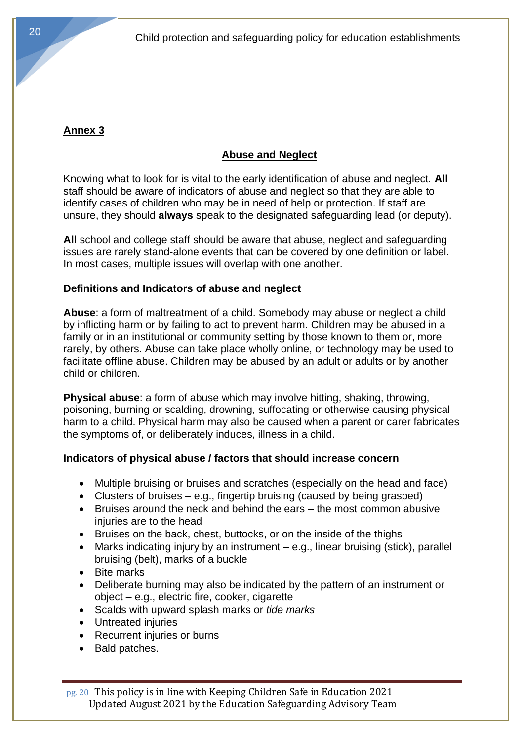**Annex 3**

## Abuse and Neglect

Knowing what to look for is vital to the early identification of abuse and neglect. **All** staff should be aware of indicators of abuse and neglect so that they are able to identify cases of children who may be in need of help or protection. If staff are unsure, they should **always** speak to the designated safeguarding lead (or deputy).

**All** school and college staff should be aware that abuse, neglect and safeguarding issues are rarely stand-alone events that can be covered by one definition or label. In most cases, multiple issues will overlap with one another.

### Definitions and Indicators of abuse and neglect

**Abuse**: a form of maltreatment of a child. Somebody may abuse or neglect a child by inflicting harm or by failing to act to prevent harm. Children may be abused in a family or in an institutional or community setting by those known to them or, more rarely, by others. Abuse can take place wholly online, or technology may be used to facilitate offline abuse. Children may be abused by an adult or adults or by another child or children.

**Physical abuse**: a form of abuse which may involve hitting, shaking, throwing, poisoning, burning or scalding, drowning, suffocating or otherwise causing physical harm to a child. Physical harm may also be caused when a parent or carer fabricates the symptoms of, or deliberately induces, illness in a child.

### Indicators of physical abuse / factors that should increase concern

- Multiple bruising or bruises and scratches (especially on the head and face)
- Clusters of bruises – e.g., fingertip bruising (caused by being grasped)
- Bruises around the neck and behind the ears – the most common abusive injuries are to the head
- Bruises on the back, chest, buttocks, or on the inside of the thighs
- Marks indicating injury by an instrument – e.g., linear bruising (stick), parallel bruising (belt), marks of a buckle
- Bite marks
- Deliberate burning may also be indicated by the pattern of an instrument or object – e.g., electric fire, cooker, cigarette
- Scalds with upward splash marks or *tide marks*
- Untreated injuries
- Recurrent injuries or burns
- Bald patches.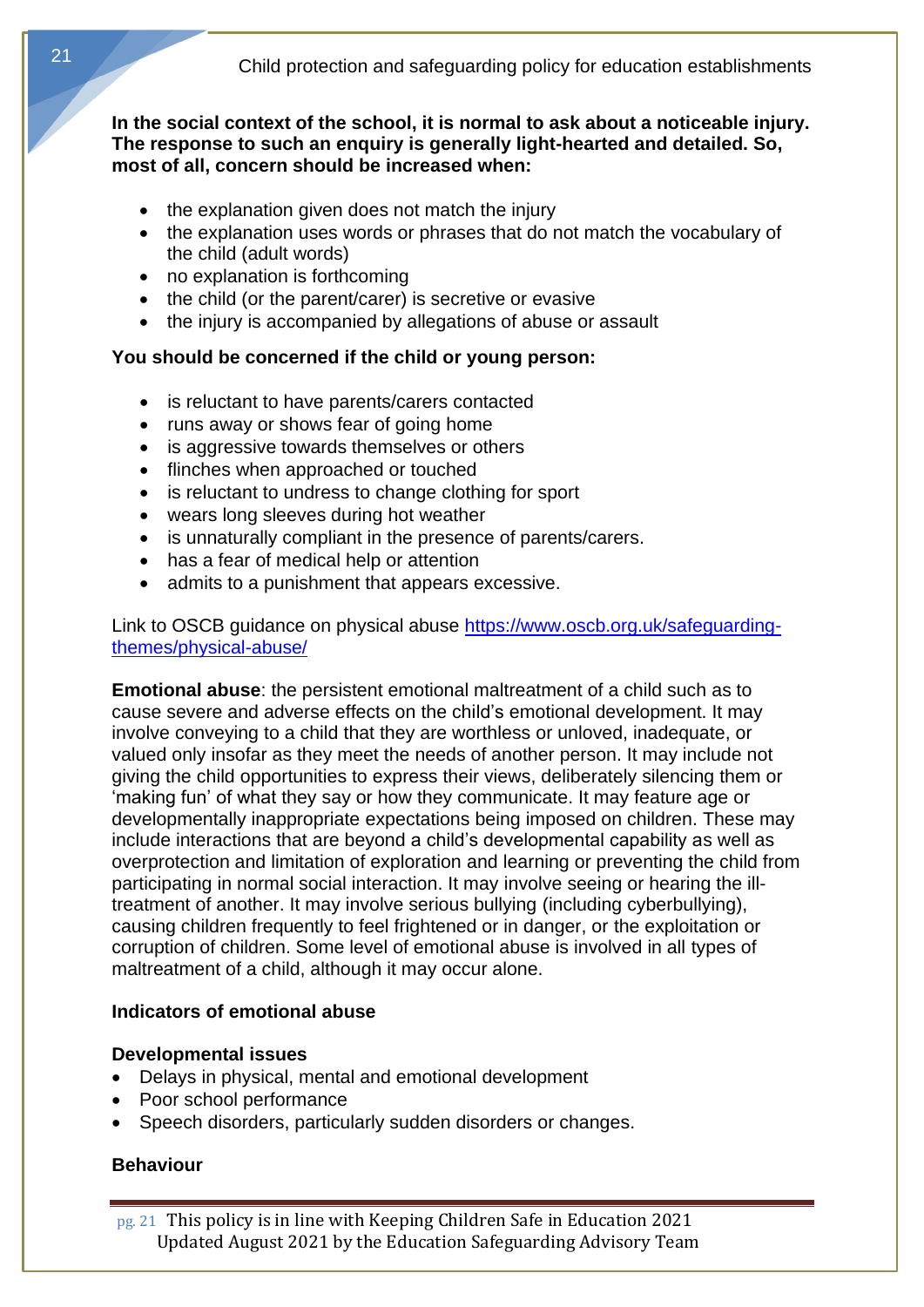**In the social context of the school, it is normal to ask about a noticeable injury. The response to such an enquiry is generally light-hearted and detailed. So, most of all, concern should be increased when:**

- the explanation given does not match the injury
- the explanation uses words or phrases that do not match the vocabulary of the child (adult words)
- no explanation is forthcoming
- the child (or the parent/carer) is secretive or evasive
- the injury is accompanied by allegations of abuse or assault

**You should be concerned if the child or young person:**

- is reluctant to have parents/carers contacted
- runs away or shows fear of going home
- is aggressive towards themselves or others
- flinches when approached or touched
- is reluctant to undress to change clothing for sport
- wears long sleeves during hot weather
- is unnaturally compliant in the presence of parents/carers.
- has a fear of medical help or attention
- admits to a punishment that appears excessive.

Link to OSCB guidance on physical abuse [https://www.oscb.org.uk/safeguarding-themes/physical-abuse/](https://www.oscb.org.uk/safeguarding-themes/physical-abuse/)

**Emotional abuse**: the persistent emotional maltreatment of a child such as to cause severe and adverse effects on the child's emotional development. It may involve conveying to a child that they are worthless or unloved, inadequate, or valued only insofar as they meet the needs of another person. It may include not giving the child opportunities to express their views, deliberately silencing them or 'making fun' of what they say or how they communicate. It may feature age or developmentally inappropriate expectations being imposed on children. These may include interactions that are beyond a child's developmental capability as well as overprotection and limitation of exploration and learning or preventing the child from participating in normal social interaction. It may involve seeing or hearing the ill-treatment of another. It may involve serious bullying (including cyberbullying), causing children frequently to feel frightened or in danger, or the exploitation or corruption of children. Some level of emotional abuse is involved in all types of maltreatment of a child, although it may occur alone.

**Indicators of emotional abuse**

**Developmental issues**

- Delays in physical, mental and emotional development
- Poor school performance
- Speech disorders, particularly sudden disorders or changes.

**Behaviour**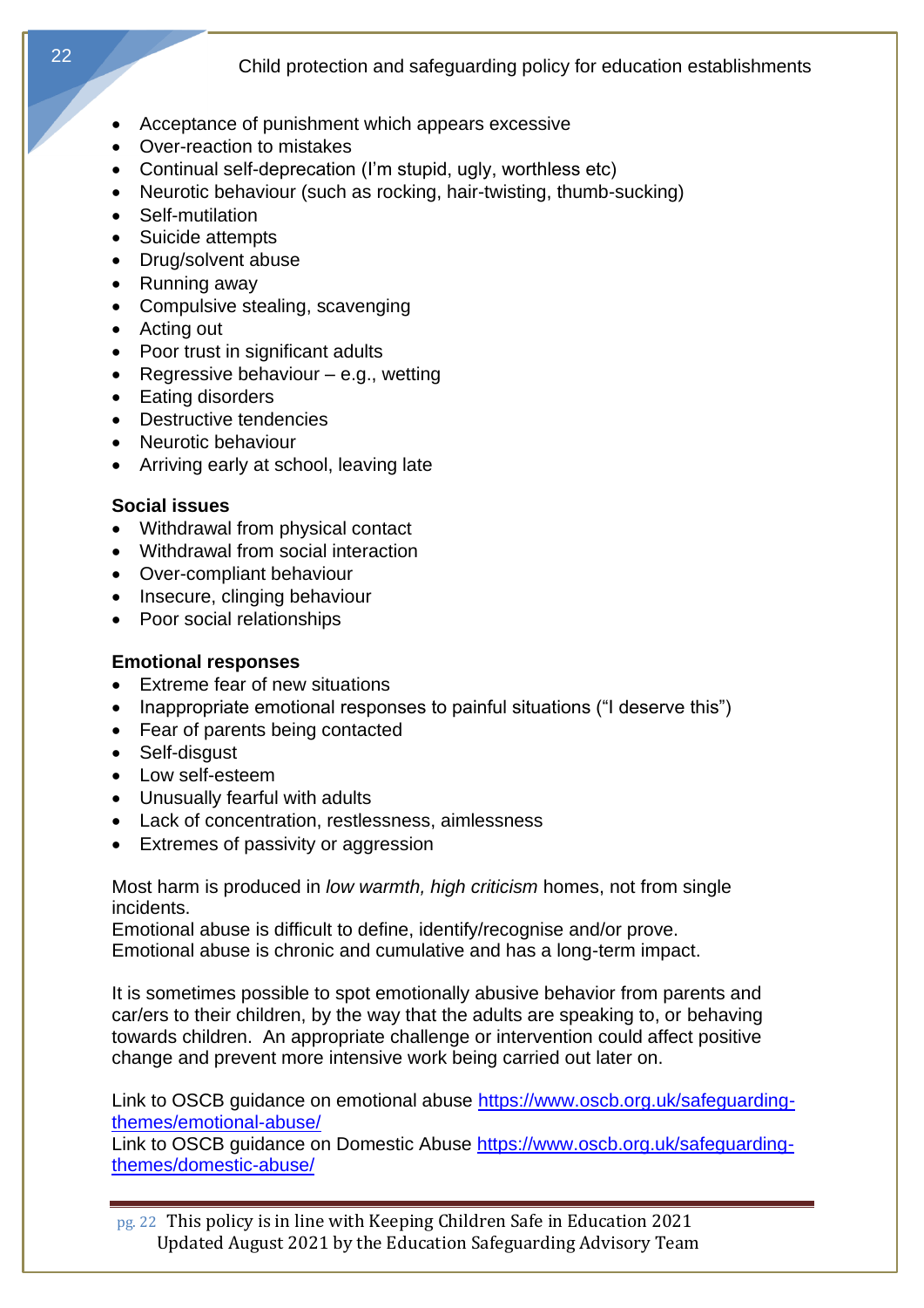- Acceptance of punishment which appears excessive
- Over-reaction to mistakes
- Continual self-deprecation (I'm stupid, ugly, worthless etc)
- Neurotic behaviour (such as rocking, hair-twisting, thumb-sucking)
- Self-mutilation
- Suicide attempts
- Drug/solvent abuse
- Running away
- Compulsive stealing, scavenging
- Acting out
- Poor trust in significant adults
- Regressive behaviour – e.g., wetting
- Eating disorders
- Destructive tendencies
- Neurotic behaviour
- Arriving early at school, leaving late

**Social issues**

- Withdrawal from physical contact
- Withdrawal from social interaction
- Over-compliant behaviour
- Insecure, clinging behaviour
- Poor social relationships

**Emotional responses**

- Extreme fear of new situations
- Inappropriate emotional responses to painful situations ("I deserve this")
- Fear of parents being contacted
- Self-disgust
- Low self-esteem
- Unusually fearful with adults
- Lack of concentration, restlessness, aimlessness
- Extremes of passivity or aggression

Most harm is produced in *low warmth, high criticism* homes, not from single incidents.
Emotional abuse is difficult to define, identify/recognise and/or prove.
Emotional abuse is chronic and cumulative and has a long-term impact.

It is sometimes possible to spot emotionally abusive behavior from parents and car/ers to their children, by the way that the adults are speaking to, or behaving towards children. An appropriate challenge or intervention could affect positive change and prevent more intensive work being carried out later on.

Link to OSCB guidance on emotional abuse [https://www.oscb.org.uk/safeguarding-themes/emotional-abuse/](https://www.oscb.org.uk/safeguarding-themes/emotional-abuse/)
Link to OSCB guidance on Domestic Abuse [https://www.oscb.org.uk/safeguarding-themes/domestic-abuse/](https://www.oscb.org.uk/safeguarding-themes/domestic-abuse/)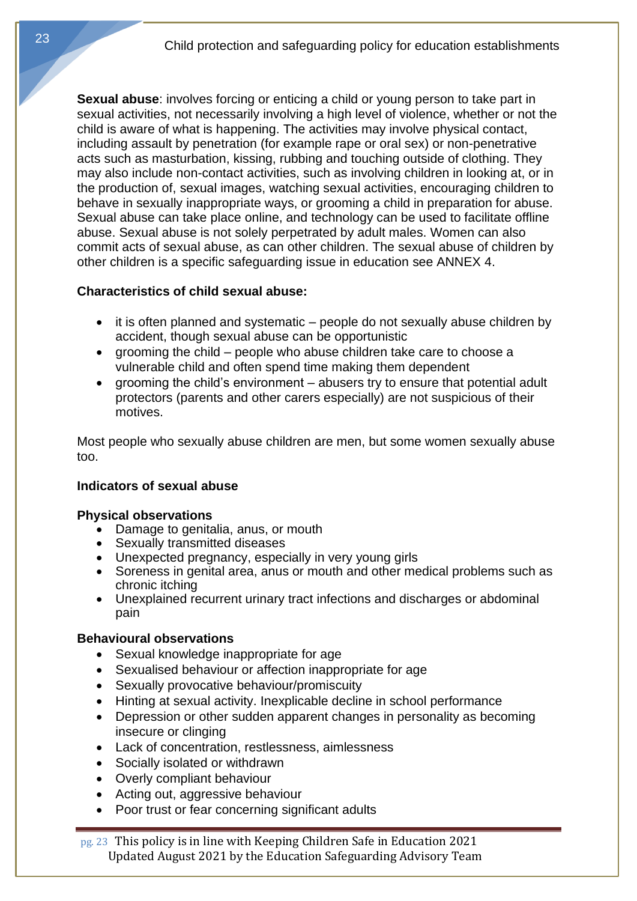**Sexual abuse**: involves forcing or enticing a child or young person to take part in sexual activities, not necessarily involving a high level of violence, whether or not the child is aware of what is happening. The activities may involve physical contact, including assault by penetration (for example rape or oral sex) or non-penetrative acts such as masturbation, kissing, rubbing and touching outside of clothing. They may also include non-contact activities, such as involving children in looking at, or in the production of, sexual images, watching sexual activities, encouraging children to behave in sexually inappropriate ways, or grooming a child in preparation for abuse. Sexual abuse can take place online, and technology can be used to facilitate offline abuse. Sexual abuse is not solely perpetrated by adult males. Women can also commit acts of sexual abuse, as can other children. The sexual abuse of children by other children is a specific safeguarding issue in education see ANNEX 4.

**Characteristics of child sexual abuse:**

- it is often planned and systematic – people do not sexually abuse children by accident, though sexual abuse can be opportunistic
- grooming the child – people who abuse children take care to choose a vulnerable child and often spend time making them dependent
- grooming the child's environment – abusers try to ensure that potential adult protectors (parents and other carers especially) are not suspicious of their motives.

Most people who sexually abuse children are men, but some women sexually abuse too.

**Indicators of sexual abuse**

**Physical observations**

- Damage to genitalia, anus, or mouth
- Sexually transmitted diseases
- Unexpected pregnancy, especially in very young girls
- Soreness in genital area, anus or mouth and other medical problems such as chronic itching
- Unexplained recurrent urinary tract infections and discharges or abdominal pain

**Behavioural observations**

- Sexual knowledge inappropriate for age
- Sexualised behaviour or affection inappropriate for age
- Sexually provocative behaviour/promiscuity
- Hinting at sexual activity. Inexplicable decline in school performance
- Depression or other sudden apparent changes in personality as becoming insecure or clinging
- Lack of concentration, restlessness, aimlessness
- Socially isolated or withdrawn
- Overly compliant behaviour
- Acting out, aggressive behaviour
- Poor trust or fear concerning significant adults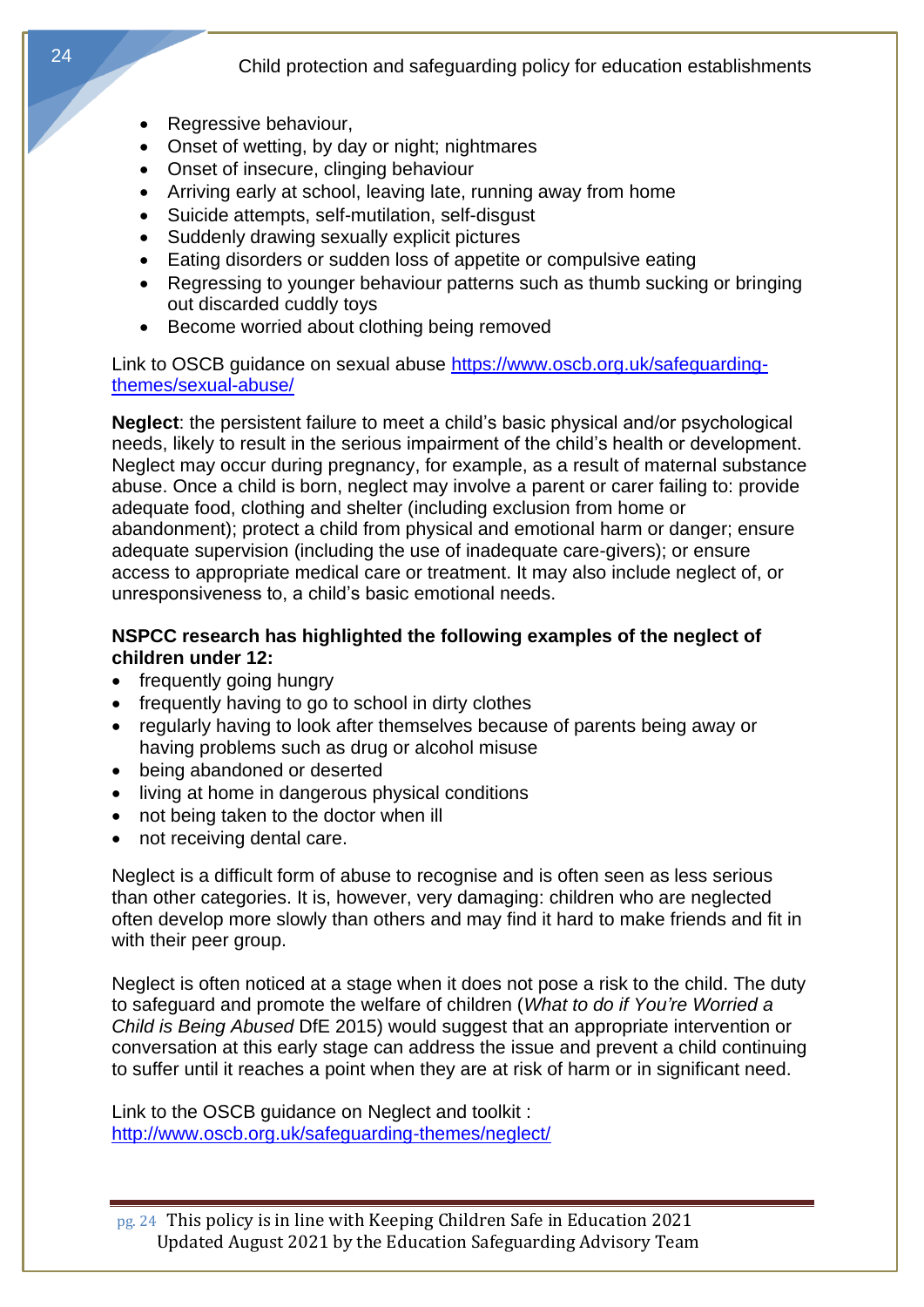- Regressive behaviour,
- Onset of wetting, by day or night; nightmares
- Onset of insecure, clinging behaviour
- Arriving early at school, leaving late, running away from home
- Suicide attempts, self-mutilation, self-disgust
- Suddenly drawing sexually explicit pictures
- Eating disorders or sudden loss of appetite or compulsive eating
- Regressing to younger behaviour patterns such as thumb sucking or bringing out discarded cuddly toys
- Become worried about clothing being removed

Link to OSCB guidance on sexual abuse [https://www.oscb.org.uk/safeguarding-themes/sexual-abuse/](https://www.oscb.org.uk/safeguarding-themes/sexual-abuse/)

**Neglect**: the persistent failure to meet a child's basic physical and/or psychological needs, likely to result in the serious impairment of the child's health or development. Neglect may occur during pregnancy, for example, as a result of maternal substance abuse. Once a child is born, neglect may involve a parent or carer failing to: provide adequate food, clothing and shelter (including exclusion from home or abandonment); protect a child from physical and emotional harm or danger; ensure adequate supervision (including the use of inadequate care-givers); or ensure access to appropriate medical care or treatment. It may also include neglect of, or unresponsiveness to, a child's basic emotional needs.

**NSPCC research has highlighted the following examples of the neglect of children under 12:**

- frequently going hungry
- frequently having to go to school in dirty clothes
- regularly having to look after themselves because of parents being away or having problems such as drug or alcohol misuse
- being abandoned or deserted
- living at home in dangerous physical conditions
- not being taken to the doctor when ill
- not receiving dental care.

Neglect is a difficult form of abuse to recognise and is often seen as less serious than other categories. It is, however, very damaging: children who are neglected often develop more slowly than others and may find it hard to make friends and fit in with their peer group.

Neglect is often noticed at a stage when it does not pose a risk to the child. The duty to safeguard and promote the welfare of children (*What to do if You're Worried a Child is Being Abused* DfE 2015) would suggest that an appropriate intervention or conversation at this early stage can address the issue and prevent a child continuing to suffer until it reaches a point when they are at risk of harm or in significant need.

Link to the OSCB guidance on Neglect and toolkit :
[http://www.oscb.org.uk/safeguarding-themes/neglect/](http://www.oscb.org.uk/safeguarding-themes/neglect/)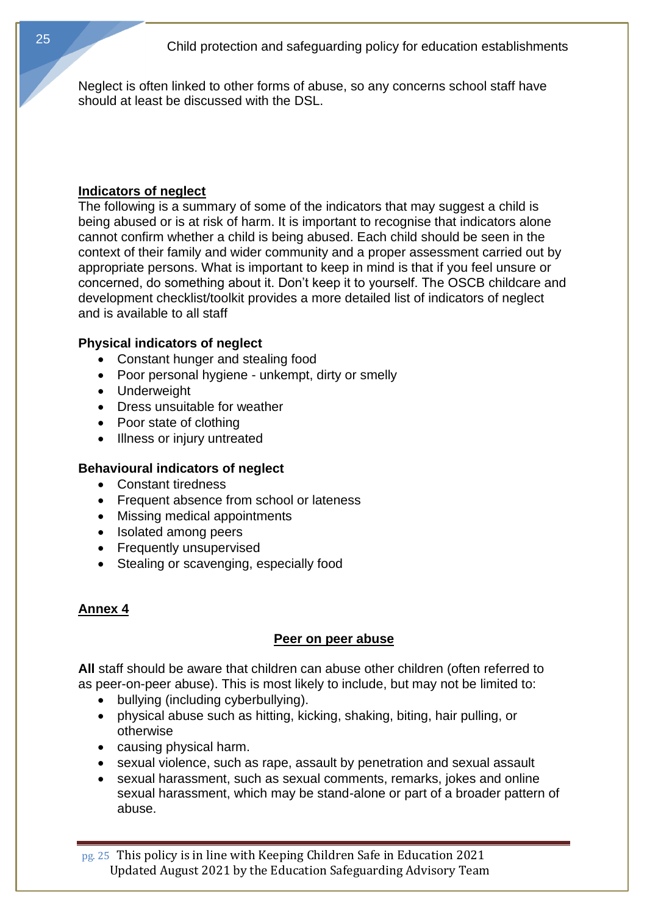Neglect is often linked to other forms of abuse, so any concerns school staff have should at least be discussed with the DSL.

**Indicators of neglect**

The following is a summary of some of the indicators that may suggest a child is being abused or is at risk of harm. It is important to recognise that indicators alone cannot confirm whether a child is being abused. Each child should be seen in the context of their family and wider community and a proper assessment carried out by appropriate persons. What is important to keep in mind is that if you feel unsure or concerned, do something about it. Don't keep it to yourself. The OSCB childcare and development checklist/toolkit provides a more detailed list of indicators of neglect and is available to all staff

**Physical indicators of neglect**

- Constant hunger and stealing food
- Poor personal hygiene - unkempt, dirty or smelly
- Underweight
- Dress unsuitable for weather
- Poor state of clothing
- Illness or injury untreated

**Behavioural indicators of neglect**

- Constant tiredness
- Frequent absence from school or lateness
- Missing medical appointments
- Isolated among peers
- Frequently unsupervised
- Stealing or scavenging, especially food

## Annex 4

### Peer on peer abuse

**All** staff should be aware that children can abuse other children (often referred to as peer-on-peer abuse). This is most likely to include, but may not be limited to:

- bullying (including cyberbullying).
- physical abuse such as hitting, kicking, shaking, biting, hair pulling, or otherwise
- causing physical harm.
- sexual violence, such as rape, assault by penetration and sexual assault
- sexual harassment, such as sexual comments, remarks, jokes and online sexual harassment, which may be stand-alone or part of a broader pattern of abuse.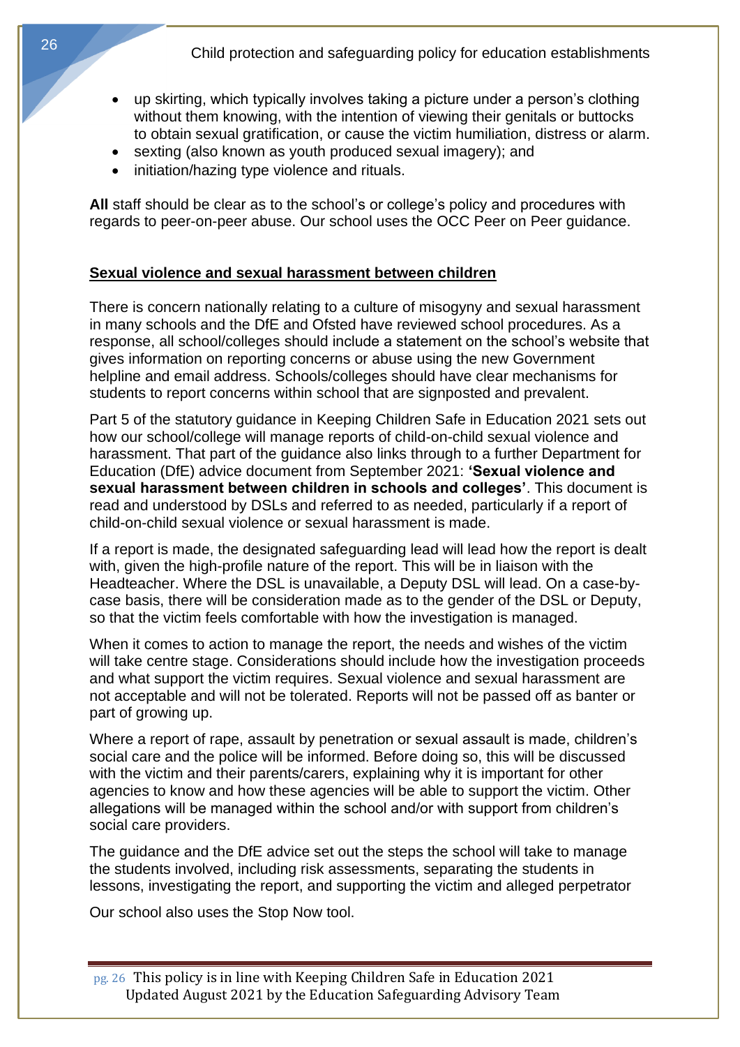- up skirting, which typically involves taking a picture under a person's clothing without them knowing, with the intention of viewing their genitals or buttocks to obtain sexual gratification, or cause the victim humiliation, distress or alarm.
- sexting (also known as youth produced sexual imagery); and
- initiation/hazing type violence and rituals.

**All** staff should be clear as to the school's or college's policy and procedures with regards to peer-on-peer abuse. Our school uses the OCC Peer on Peer guidance.

## Sexual violence and sexual harassment between children

There is concern nationally relating to a culture of misogyny and sexual harassment in many schools and the DfE and Ofsted have reviewed school procedures. As a response, all school/colleges should include a statement on the school's website that gives information on reporting concerns or abuse using the new Government helpline and email address. Schools/colleges should have clear mechanisms for students to report concerns within school that are signposted and prevalent.

Part 5 of the statutory guidance in Keeping Children Safe in Education 2021 sets out how our school/college will manage reports of child-on-child sexual violence and harassment. That part of the guidance also links through to a further Department for Education (DfE) advice document from September 2021: **'Sexual violence and sexual harassment between children in schools and colleges'**. This document is read and understood by DSLs and referred to as needed, particularly if a report of child-on-child sexual violence or sexual harassment is made.

If a report is made, the designated safeguarding lead will lead how the report is dealt with, given the high-profile nature of the report. This will be in liaison with the Headteacher. Where the DSL is unavailable, a Deputy DSL will lead. On a case-by-case basis, there will be consideration made as to the gender of the DSL or Deputy, so that the victim feels comfortable with how the investigation is managed.

When it comes to action to manage the report, the needs and wishes of the victim will take centre stage. Considerations should include how the investigation proceeds and what support the victim requires. Sexual violence and sexual harassment are not acceptable and will not be tolerated. Reports will not be passed off as banter or part of growing up.

Where a report of rape, assault by penetration or sexual assault is made, children's social care and the police will be informed. Before doing so, this will be discussed with the victim and their parents/carers, explaining why it is important for other agencies to know and how these agencies will be able to support the victim. Other allegations will be managed within the school and/or with support from children's social care providers.

The guidance and the DfE advice set out the steps the school will take to manage the students involved, including risk assessments, separating the students in lessons, investigating the report, and supporting the victim and alleged perpetrator

Our school also uses the Stop Now tool.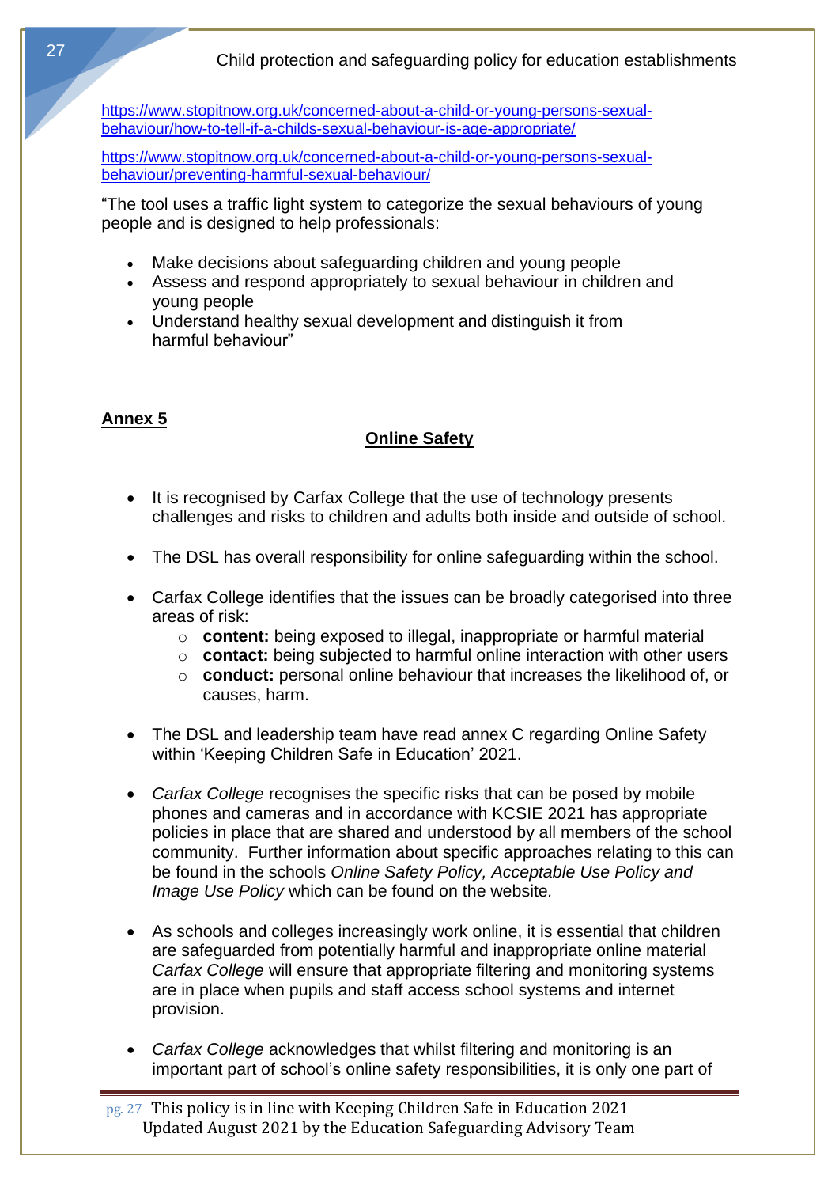https://www.stopitnow.org.uk/concerned-about-a-child-or-young-persons-sexual-behaviour/how-to-tell-if-a-childs-sexual-behaviour-is-age-appropriate/

https://www.stopitnow.org.uk/concerned-about-a-child-or-young-persons-sexual-behaviour/preventing-harmful-sexual-behaviour/

"The tool uses a traffic light system to categorize the sexual behaviours of young people and is designed to help professionals:

- Make decisions about safeguarding children and young people
- Assess and respond appropriately to sexual behaviour in children and young people
- Understand healthy sexual development and distinguish it from harmful behaviour"

## Annex 5

## Online Safety

- It is recognised by Carfax College that the use of technology presents challenges and risks to children and adults both inside and outside of school.

- The DSL has overall responsibility for online safeguarding within the school.

- Carfax College identifies that the issues can be broadly categorised into three areas of risk:
  - **content:** being exposed to illegal, inappropriate or harmful material
  - **contact:** being subjected to harmful online interaction with other users
  - **conduct:** personal online behaviour that increases the likelihood of, or causes, harm.

- The DSL and leadership team have read annex C regarding Online Safety within 'Keeping Children Safe in Education' 2021.

- *Carfax College* recognises the specific risks that can be posed by mobile phones and cameras and in accordance with KCSIE 2021 has appropriate policies in place that are shared and understood by all members of the school community. Further information about specific approaches relating to this can be found in the schools *Online Safety Policy, Acceptable Use Policy and Image Use Policy* which can be found on the website.

- As schools and colleges increasingly work online, it is essential that children are safeguarded from potentially harmful and inappropriate online material *Carfax College* will ensure that appropriate filtering and monitoring systems are in place when pupils and staff access school systems and internet provision.

- *Carfax College* acknowledges that whilst filtering and monitoring is an important part of school's online safety responsibilities, it is only one part of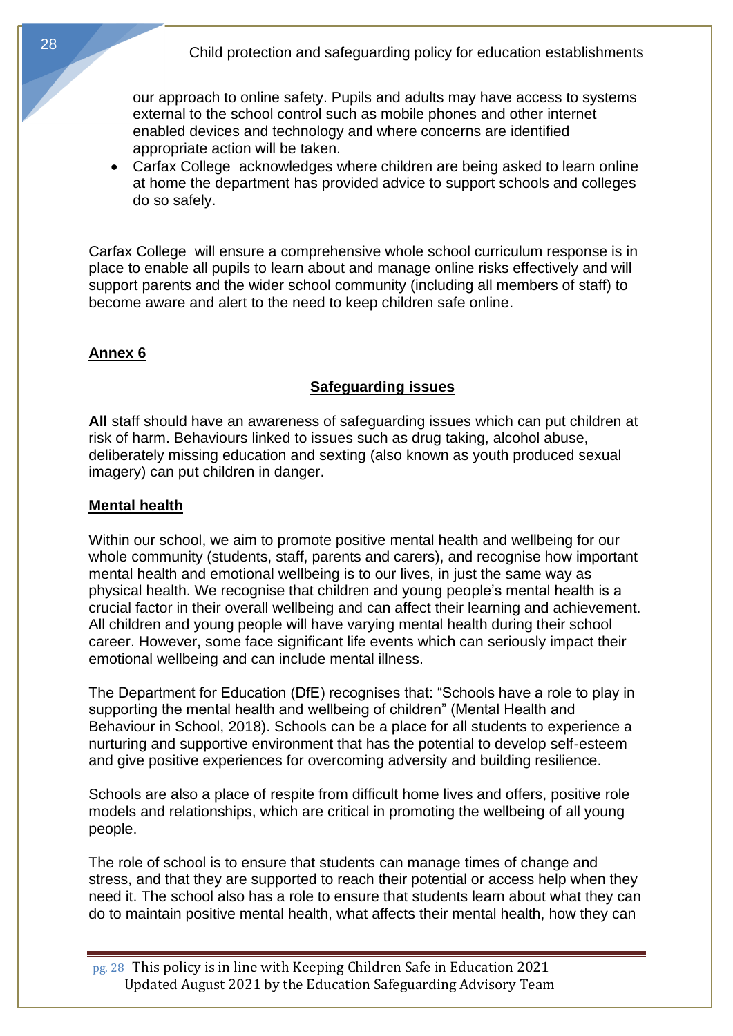our approach to online safety. Pupils and adults may have access to systems external to the school control such as mobile phones and other internet enabled devices and technology and where concerns are identified appropriate action will be taken.

- Carfax College acknowledges where children are being asked to learn online at home the department has provided advice to support schools and colleges do so safely.

Carfax College will ensure a comprehensive whole school curriculum response is in place to enable all pupils to learn about and manage online risks effectively and will support parents and the wider school community (including all members of staff) to become aware and alert to the need to keep children safe online.

## Annex 6

## Safeguarding issues

**All** staff should have an awareness of safeguarding issues which can put children at risk of harm. Behaviours linked to issues such as drug taking, alcohol abuse, deliberately missing education and sexting (also known as youth produced sexual imagery) can put children in danger.

### Mental health

Within our school, we aim to promote positive mental health and wellbeing for our whole community (students, staff, parents and carers), and recognise how important mental health and emotional wellbeing is to our lives, in just the same way as physical health. We recognise that children and young people's mental health is a crucial factor in their overall wellbeing and can affect their learning and achievement. All children and young people will have varying mental health during their school career. However, some face significant life events which can seriously impact their emotional wellbeing and can include mental illness.

The Department for Education (DfE) recognises that: "Schools have a role to play in supporting the mental health and wellbeing of children" (Mental Health and Behaviour in School, 2018). Schools can be a place for all students to experience a nurturing and supportive environment that has the potential to develop self-esteem and give positive experiences for overcoming adversity and building resilience.

Schools are also a place of respite from difficult home lives and offers, positive role models and relationships, which are critical in promoting the wellbeing of all young people.

The role of school is to ensure that students can manage times of change and stress, and that they are supported to reach their potential or access help when they need it. The school also has a role to ensure that students learn about what they can do to maintain positive mental health, what affects their mental health, how they can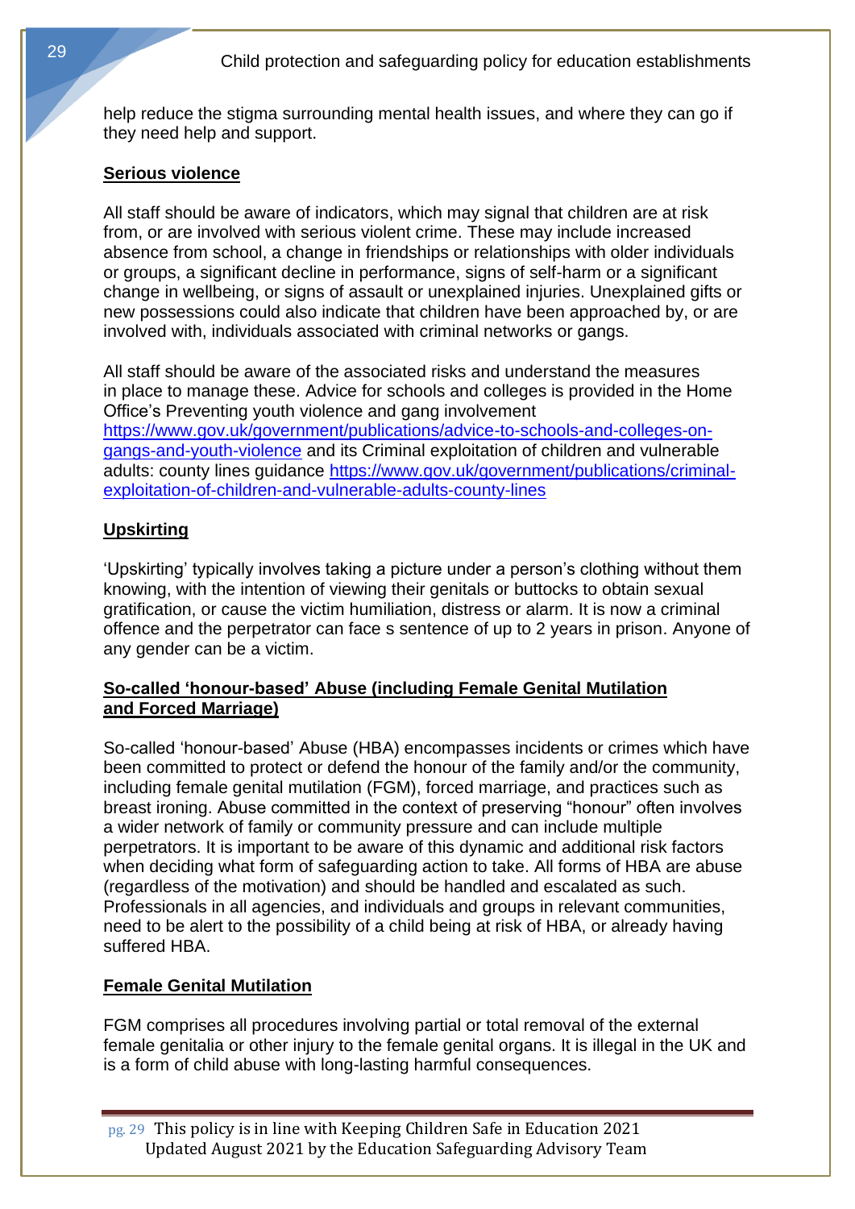help reduce the stigma surrounding mental health issues, and where they can go if they need help and support.

## Serious violence

All staff should be aware of indicators, which may signal that children are at risk from, or are involved with serious violent crime. These may include increased absence from school, a change in friendships or relationships with older individuals or groups, a significant decline in performance, signs of self-harm or a significant change in wellbeing, or signs of assault or unexplained injuries. Unexplained gifts or new possessions could also indicate that children have been approached by, or are involved with, individuals associated with criminal networks or gangs.

All staff should be aware of the associated risks and understand the measures in place to manage these. Advice for schools and colleges is provided in the Home Office's Preventing youth violence and gang involvement https://www.gov.uk/government/publications/advice-to-schools-and-colleges-on-gangs-and-youth-violence and its Criminal exploitation of children and vulnerable adults: county lines guidance https://www.gov.uk/government/publications/criminal-exploitation-of-children-and-vulnerable-adults-county-lines

## Upskirting

'Upskirting' typically involves taking a picture under a person's clothing without them knowing, with the intention of viewing their genitals or buttocks to obtain sexual gratification, or cause the victim humiliation, distress or alarm. It is now a criminal offence and the perpetrator can face s sentence of up to 2 years in prison. Anyone of any gender can be a victim.

## So-called 'honour-based' Abuse (including Female Genital Mutilation and Forced Marriage)

So-called 'honour-based' Abuse (HBA) encompasses incidents or crimes which have been committed to protect or defend the honour of the family and/or the community, including female genital mutilation (FGM), forced marriage, and practices such as breast ironing. Abuse committed in the context of preserving "honour" often involves a wider network of family or community pressure and can include multiple perpetrators. It is important to be aware of this dynamic and additional risk factors when deciding what form of safeguarding action to take. All forms of HBA are abuse (regardless of the motivation) and should be handled and escalated as such. Professionals in all agencies, and individuals and groups in relevant communities, need to be alert to the possibility of a child being at risk of HBA, or already having suffered HBA.

## Female Genital Mutilation

FGM comprises all procedures involving partial or total removal of the external female genitalia or other injury to the female genital organs. It is illegal in the UK and is a form of child abuse with long-lasting harmful consequences.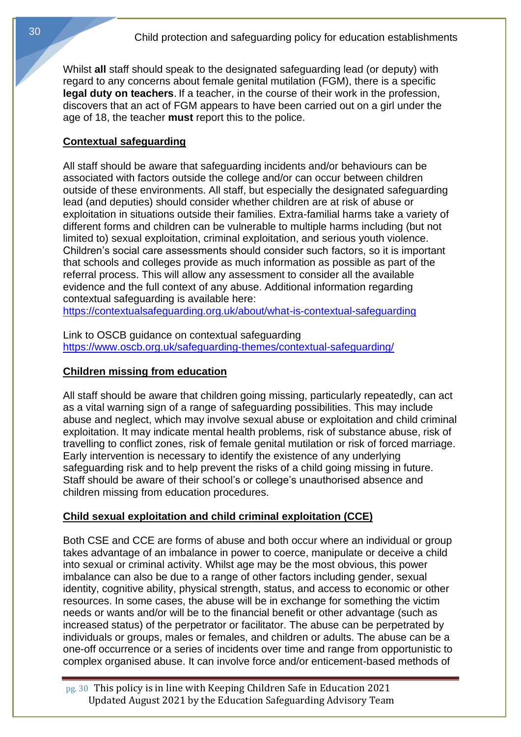Whilst **all** staff should speak to the designated safeguarding lead (or deputy) with regard to any concerns about female genital mutilation (FGM), there is a specific **legal duty on teachers**. If a teacher, in the course of their work in the profession, discovers that an act of FGM appears to have been carried out on a girl under the age of 18, the teacher **must** report this to the police.

## Contextual safeguarding

All staff should be aware that safeguarding incidents and/or behaviours can be associated with factors outside the college and/or can occur between children outside of these environments. All staff, but especially the designated safeguarding lead (and deputies) should consider whether children are at risk of abuse or exploitation in situations outside their families. Extra-familial harms take a variety of different forms and children can be vulnerable to multiple harms including (but not limited to) sexual exploitation, criminal exploitation, and serious youth violence. Children's social care assessments should consider such factors, so it is important that schools and colleges provide as much information as possible as part of the referral process. This will allow any assessment to consider all the available evidence and the full context of any abuse. Additional information regarding contextual safeguarding is available here: [https://contextualsafeguarding.org.uk/about/what-is-contextual-safeguarding](https://contextualsafeguarding.org.uk/about/what-is-contextual-safeguarding)

Link to OSCB guidance on contextual safeguarding
[https://www.oscb.org.uk/safeguarding-themes/contextual-safeguarding/](https://www.oscb.org.uk/safeguarding-themes/contextual-safeguarding/)

## Children missing from education

All staff should be aware that children going missing, particularly repeatedly, can act as a vital warning sign of a range of safeguarding possibilities. This may include abuse and neglect, which may involve sexual abuse or exploitation and child criminal exploitation. It may indicate mental health problems, risk of substance abuse, risk of travelling to conflict zones, risk of female genital mutilation or risk of forced marriage. Early intervention is necessary to identify the existence of any underlying safeguarding risk and to help prevent the risks of a child going missing in future. Staff should be aware of their school's or college's unauthorised absence and children missing from education procedures.

## Child sexual exploitation and child criminal exploitation (CCE)

Both CSE and CCE are forms of abuse and both occur where an individual or group takes advantage of an imbalance in power to coerce, manipulate or deceive a child into sexual or criminal activity. Whilst age may be the most obvious, this power imbalance can also be due to a range of other factors including gender, sexual identity, cognitive ability, physical strength, status, and access to economic or other resources. In some cases, the abuse will be in exchange for something the victim needs or wants and/or will be to the financial benefit or other advantage (such as increased status) of the perpetrator or facilitator. The abuse can be perpetrated by individuals or groups, males or females, and children or adults. The abuse can be a one-off occurrence or a series of incidents over time and range from opportunistic to complex organised abuse. It can involve force and/or enticement-based methods of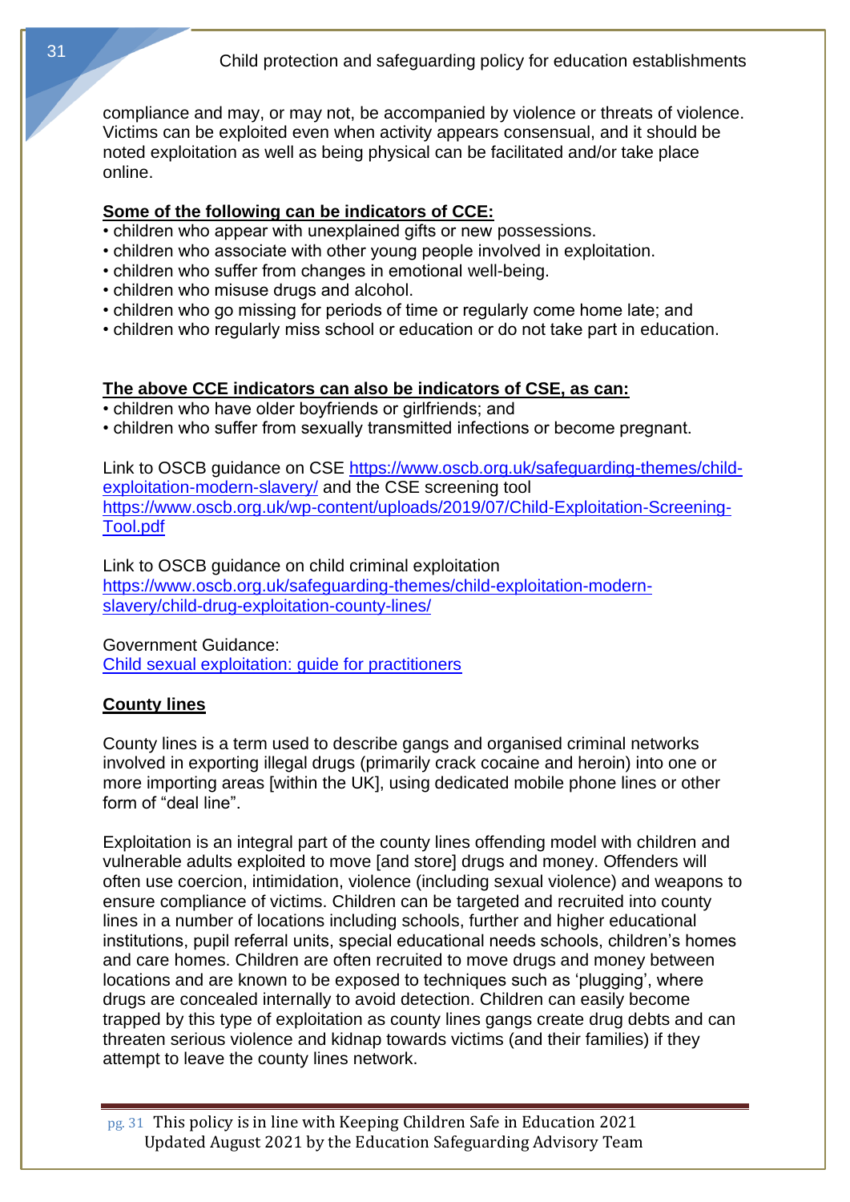compliance and may, or may not, be accompanied by violence or threats of violence. Victims can be exploited even when activity appears consensual, and it should be noted exploitation as well as being physical can be facilitated and/or take place online.

**Some of the following can be indicators of CCE:**

- children who appear with unexplained gifts or new possessions.
- children who associate with other young people involved in exploitation.
- children who suffer from changes in emotional well-being.
- children who misuse drugs and alcohol.
- children who go missing for periods of time or regularly come home late; and
- children who regularly miss school or education or do not take part in education.

**The above CCE indicators can also be indicators of CSE, as can:**

- children who have older boyfriends or girlfriends; and
- children who suffer from sexually transmitted infections or become pregnant.

Link to OSCB guidance on CSE https://www.oscb.org.uk/safeguarding-themes/child-exploitation-modern-slavery/ and the CSE screening tool https://www.oscb.org.uk/wp-content/uploads/2019/07/Child-Exploitation-Screening-Tool.pdf

Link to OSCB guidance on child criminal exploitation https://www.oscb.org.uk/safeguarding-themes/child-exploitation-modern-slavery/child-drug-exploitation-county-lines/

Government Guidance:
Child sexual exploitation: guide for practitioners

## County lines

County lines is a term used to describe gangs and organised criminal networks involved in exporting illegal drugs (primarily crack cocaine and heroin) into one or more importing areas [within the UK], using dedicated mobile phone lines or other form of "deal line".

Exploitation is an integral part of the county lines offending model with children and vulnerable adults exploited to move [and store] drugs and money. Offenders will often use coercion, intimidation, violence (including sexual violence) and weapons to ensure compliance of victims. Children can be targeted and recruited into county lines in a number of locations including schools, further and higher educational institutions, pupil referral units, special educational needs schools, children's homes and care homes. Children are often recruited to move drugs and money between locations and are known to be exposed to techniques such as 'plugging', where drugs are concealed internally to avoid detection. Children can easily become trapped by this type of exploitation as county lines gangs create drug debts and can threaten serious violence and kidnap towards victims (and their families) if they attempt to leave the county lines network.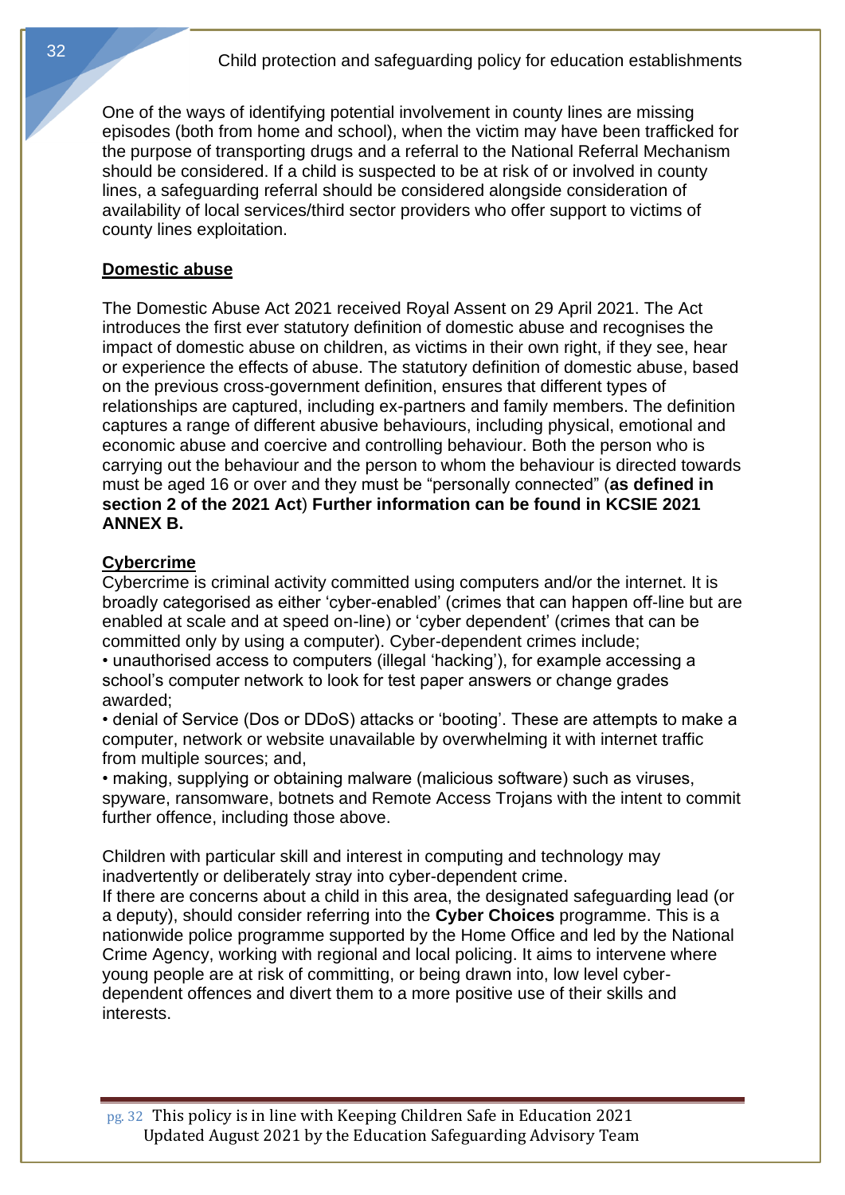One of the ways of identifying potential involvement in county lines are missing episodes (both from home and school), when the victim may have been trafficked for the purpose of transporting drugs and a referral to the National Referral Mechanism should be considered. If a child is suspected to be at risk of or involved in county lines, a safeguarding referral should be considered alongside consideration of availability of local services/third sector providers who offer support to victims of county lines exploitation.

## Domestic abuse

The Domestic Abuse Act 2021 received Royal Assent on 29 April 2021. The Act introduces the first ever statutory definition of domestic abuse and recognises the impact of domestic abuse on children, as victims in their own right, if they see, hear or experience the effects of abuse. The statutory definition of domestic abuse, based on the previous cross-government definition, ensures that different types of relationships are captured, including ex-partners and family members. The definition captures a range of different abusive behaviours, including physical, emotional and economic abuse and coercive and controlling behaviour. Both the person who is carrying out the behaviour and the person to whom the behaviour is directed towards must be aged 16 or over and they must be "personally connected" (**as defined in section 2 of the 2021 Act**) **Further information can be found in KCSIE 2021 ANNEX B.**

## Cybercrime

Cybercrime is criminal activity committed using computers and/or the internet. It is broadly categorised as either 'cyber-enabled' (crimes that can happen off-line but are enabled at scale and at speed on-line) or 'cyber dependent' (crimes that can be committed only by using a computer). Cyber-dependent crimes include;

- unauthorised access to computers (illegal 'hacking'), for example accessing a school's computer network to look for test paper answers or change grades awarded;
- denial of Service (Dos or DDoS) attacks or 'booting'. These are attempts to make a computer, network or website unavailable by overwhelming it with internet traffic from multiple sources; and,
- making, supplying or obtaining malware (malicious software) such as viruses, spyware, ransomware, botnets and Remote Access Trojans with the intent to commit further offence, including those above.

Children with particular skill and interest in computing and technology may inadvertently or deliberately stray into cyber-dependent crime.
If there are concerns about a child in this area, the designated safeguarding lead (or a deputy), should consider referring into the **Cyber Choices** programme. This is a nationwide police programme supported by the Home Office and led by the National Crime Agency, working with regional and local policing. It aims to intervene where young people are at risk of committing, or being drawn into, low level cyber-dependent offences and divert them to a more positive use of their skills and interests.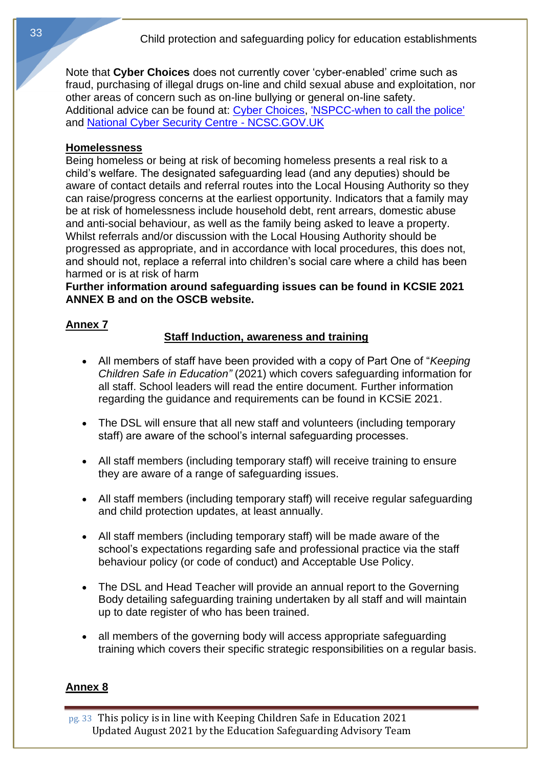Note that **Cyber Choices** does not currently cover 'cyber-enabled' crime such as fraud, purchasing of illegal drugs on-line and child sexual abuse and exploitation, nor other areas of concern such as on-line bullying or general on-line safety.
Additional advice can be found at: Cyber Choices, 'NSPCC-when to call the police' and National Cyber Security Centre - NCSC.GOV.UK

**Homelessness**

Being homeless or being at risk of becoming homeless presents a real risk to a child's welfare. The designated safeguarding lead (and any deputies) should be aware of contact details and referral routes into the Local Housing Authority so they can raise/progress concerns at the earliest opportunity. Indicators that a family may be at risk of homelessness include household debt, rent arrears, domestic abuse and anti-social behaviour, as well as the family being asked to leave a property. Whilst referrals and/or discussion with the Local Housing Authority should be progressed as appropriate, and in accordance with local procedures, this does not, and should not, replace a referral into children's social care where a child has been harmed or is at risk of harm

**Further information around safeguarding issues can be found in KCSIE 2021 ANNEX B and on the OSCB website.**

## Annex 7

### Staff Induction, awareness and training

- All members of staff have been provided with a copy of Part One of "*Keeping Children Safe in Education"* (2021) which covers safeguarding information for all staff. School leaders will read the entire document. Further information regarding the guidance and requirements can be found in KCSiE 2021.

- The DSL will ensure that all new staff and volunteers (including temporary staff) are aware of the school's internal safeguarding processes.

- All staff members (including temporary staff) will receive training to ensure they are aware of a range of safeguarding issues.

- All staff members (including temporary staff) will receive regular safeguarding and child protection updates, at least annually.

- All staff members (including temporary staff) will be made aware of the school's expectations regarding safe and professional practice via the staff behaviour policy (or code of conduct) and Acceptable Use Policy.

- The DSL and Head Teacher will provide an annual report to the Governing Body detailing safeguarding training undertaken by all staff and will maintain up to date register of who has been trained.

- all members of the governing body will access appropriate safeguarding training which covers their specific strategic responsibilities on a regular basis.

## Annex 8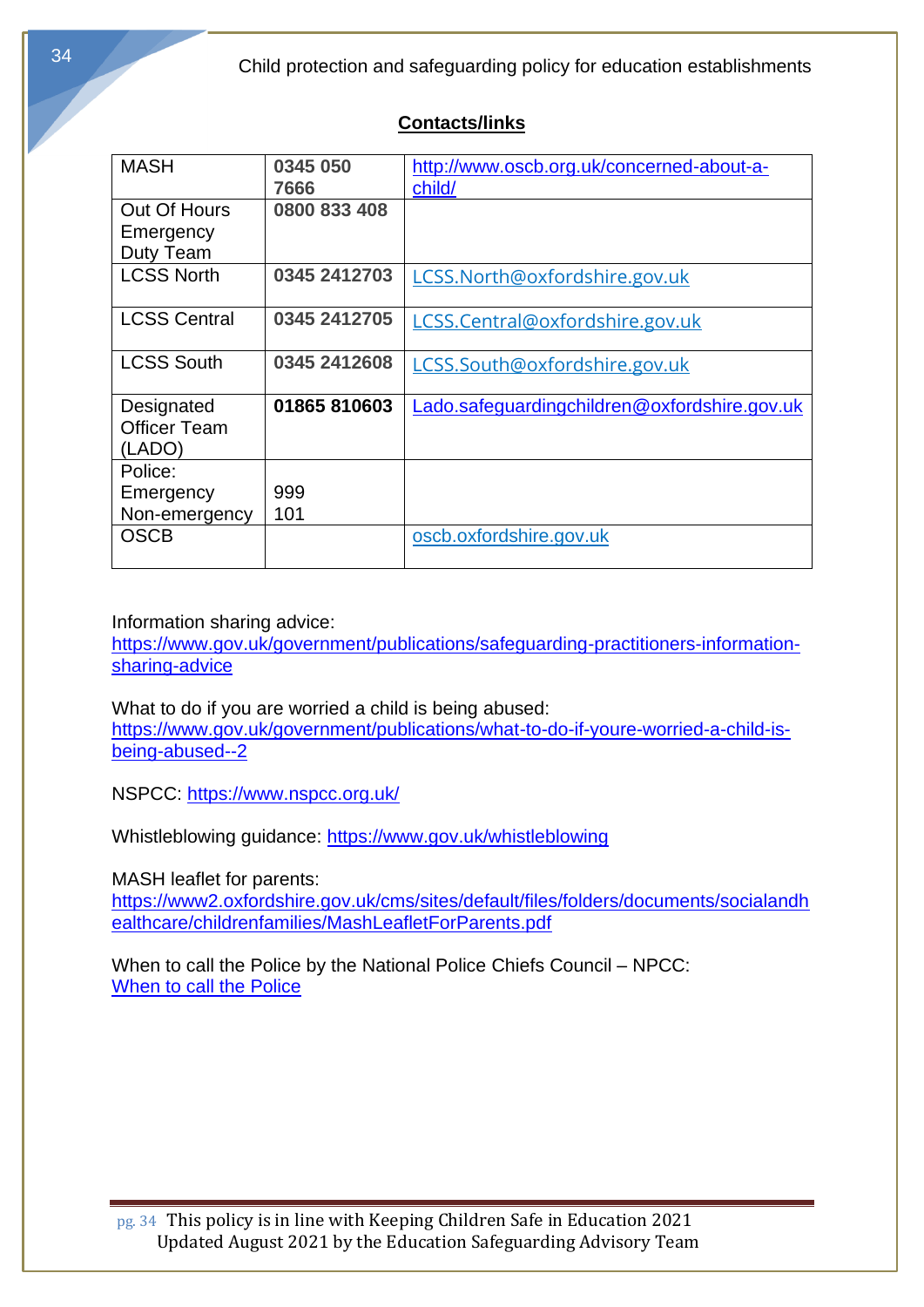**Contacts/links**

| | | |
|---|---|---|
| MASH | **0345 050 7666** | http://www.oscb.org.uk/concerned-about-a-child/ |
| Out Of Hours Emergency Duty Team | **0800 833 408** | |
| LCSS North | **0345 2412703** | LCSS.North@oxfordshire.gov.uk |
| LCSS Central | **0345 2412705** | LCSS.Central@oxfordshire.gov.uk |
| LCSS South | **0345 2412608** | LCSS.South@oxfordshire.gov.uk |
| Designated Officer Team (LADO) | **01865 810603** | Lado.safeguardingchildren@oxfordshire.gov.uk |
| Police: Emergency Non-emergency | 999 101 | |
| OSCB | | oscb.oxfordshire.gov.uk |

Information sharing advice:
https://www.gov.uk/government/publications/safeguarding-practitioners-information-sharing-advice

What to do if you are worried a child is being abused:
https://www.gov.uk/government/publications/what-to-do-if-youre-worried-a-child-is-being-abused--2

NSPCC: https://www.nspcc.org.uk/

Whistleblowing guidance: https://www.gov.uk/whistleblowing

MASH leaflet for parents:
https://www2.oxfordshire.gov.uk/cms/sites/default/files/folders/documents/socialandhealthcare/childrenfamilies/MashLeafletForParents.pdf

When to call the Police by the National Police Chiefs Council – NPCC:
When to call the Police